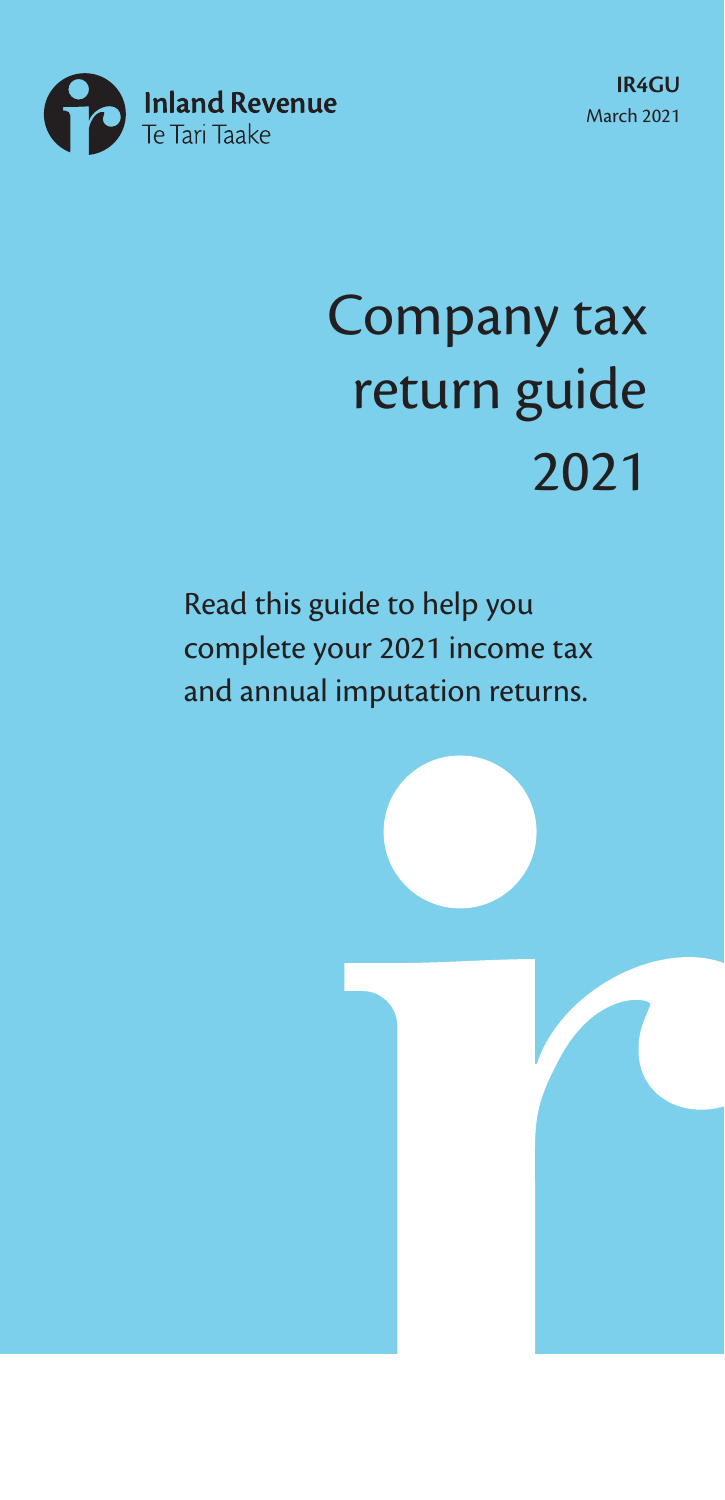Inland Revenue
Te Tari Taake

**IR4GU**
March 2021

# Company tax return guide 2021

Read this guide to help you complete your 2021 income tax and annual imputation returns.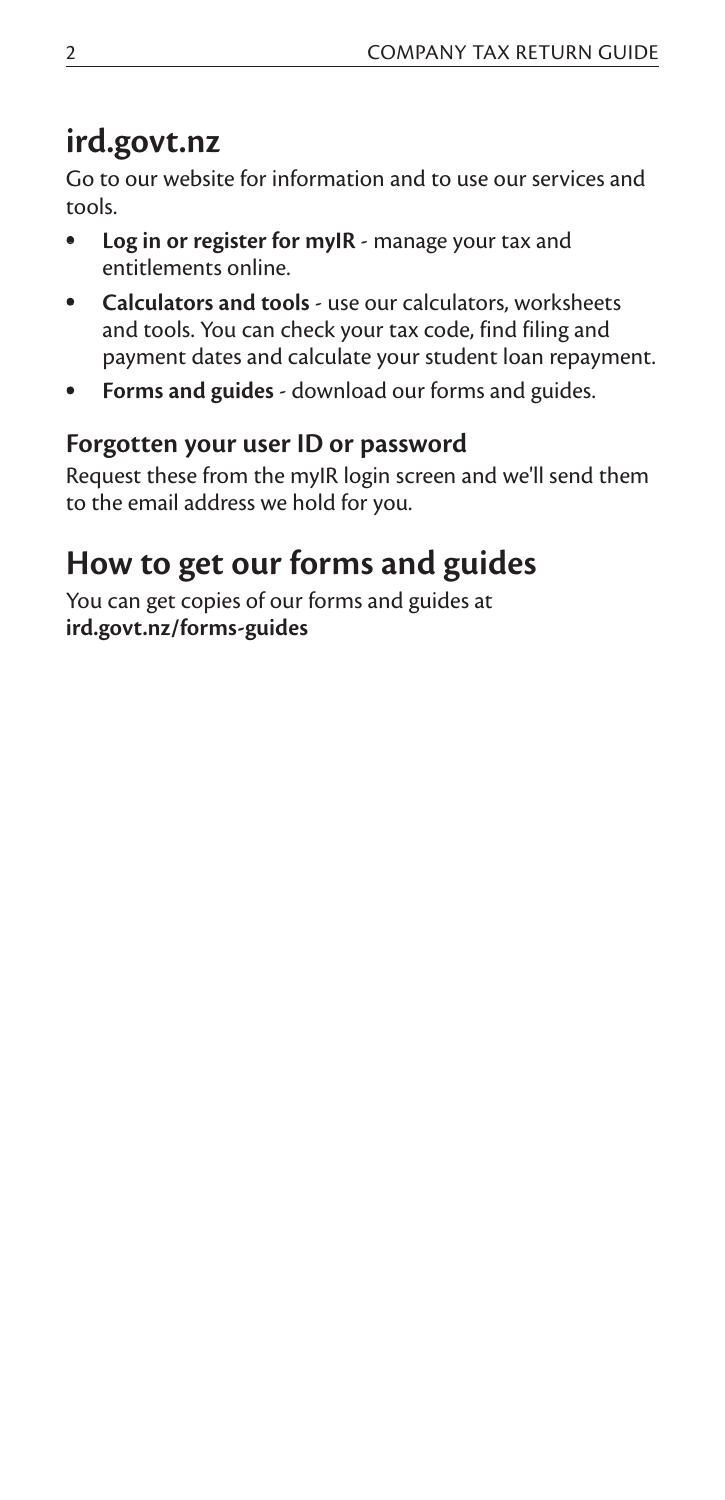## ird.govt.nz

Go to our website for information and to use our services and tools.

- **Log in or register for myIR** - manage your tax and entitlements online.
- **Calculators and tools** - use our calculators, worksheets and tools. You can check your tax code, find filing and payment dates and calculate your student loan repayment.
- **Forms and guides** - download our forms and guides.

### Forgotten your user ID or password

Request these from the myIR login screen and we'll send them to the email address we hold for you.

## How to get our forms and guides

You can get copies of our forms and guides at **ird.govt.nz/forms-guides**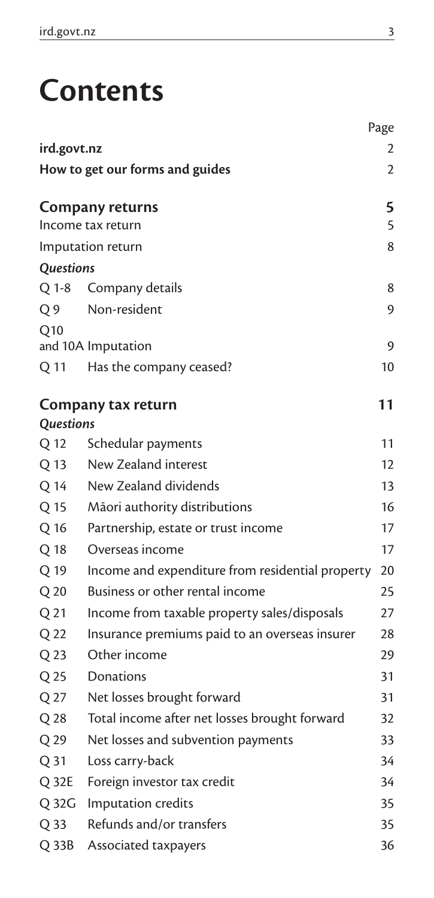# Contents

| | | Page |
|---|---|---|
| **ird.govt.nz** | | 2 |
| **How to get our forms and guides** | | 2 |
| **Company returns** | | **5** |
| Income tax return | | 5 |
| Imputation return | | 8 |
| ***Questions*** | | |
| Q 1-8 | Company details | 8 |
| Q 9 | Non-resident | 9 |
| Q10 and 10A | Imputation | 9 |
| Q 11 | Has the company ceased? | 10 |
| **Company tax return** | | **11** |
| ***Questions*** | | |
| Q 12 | Schedular payments | 11 |
| Q 13 | New Zealand interest | 12 |
| Q 14 | New Zealand dividends | 13 |
| Q 15 | Māori authority distributions | 16 |
| Q 16 | Partnership, estate or trust income | 17 |
| Q 18 | Overseas income | 17 |
| Q 19 | Income and expenditure from residential property | 20 |
| Q 20 | Business or other rental income | 25 |
| Q 21 | Income from taxable property sales/disposals | 27 |
| Q 22 | Insurance premiums paid to an overseas insurer | 28 |
| Q 23 | Other income | 29 |
| Q 25 | Donations | 31 |
| Q 27 | Net losses brought forward | 31 |
| Q 28 | Total income after net losses brought forward | 32 |
| Q 29 | Net losses and subvention payments | 33 |
| Q 31 | Loss carry-back | 34 |
| Q 32E | Foreign investor tax credit | 34 |
| Q 32G | Imputation credits | 35 |
| Q 33 | Refunds and/or transfers | 35 |
| Q 33B | Associated taxpayers | 36 |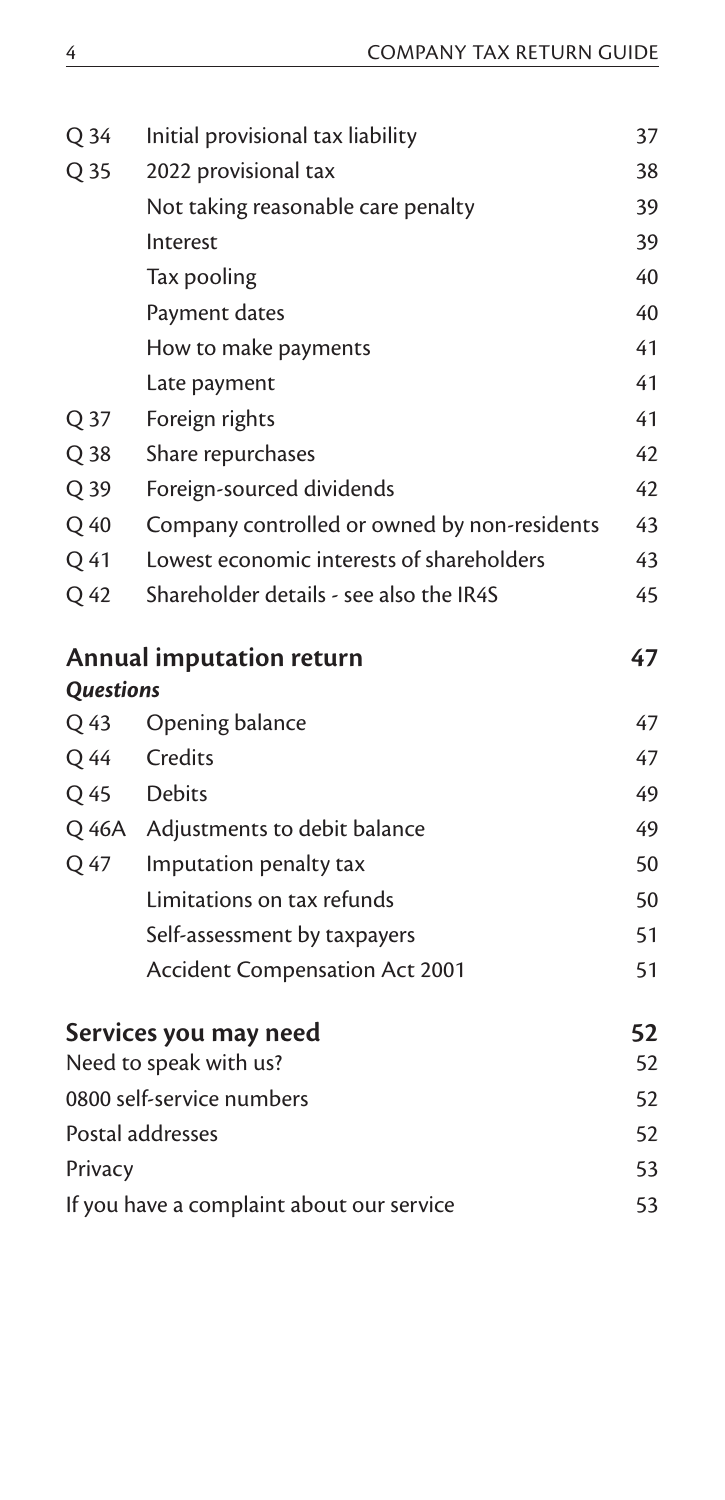| | | |
|---|---|---|
| Q 34 | Initial provisional tax liability | 37 |
| Q 35 | 2022 provisional tax | 38 |
| | Not taking reasonable care penalty | 39 |
| | Interest | 39 |
| | Tax pooling | 40 |
| | Payment dates | 40 |
| | How to make payments | 41 |
| | Late payment | 41 |
| Q 37 | Foreign rights | 41 |
| Q 38 | Share repurchases | 42 |
| Q 39 | Foreign-sourced dividends | 42 |
| Q 40 | Company controlled or owned by non-residents | 43 |
| Q 41 | Lowest economic interests of shareholders | 43 |
| Q 42 | Shareholder details - see also the IR4S | 45 |

## Annual imputation return 47

***Questions***

| | | |
|---|---|---|
| Q 43 | Opening balance | 47 |
| Q 44 | Credits | 47 |
| Q 45 | Debits | 49 |
| Q 46A | Adjustments to debit balance | 49 |
| Q 47 | Imputation penalty tax | 50 |
| | Limitations on tax refunds | 50 |
| | Self-assessment by taxpayers | 51 |
| | Accident Compensation Act 2001 | 51 |

## Services you may need 52

| | |
|---|---|
| Need to speak with us? | 52 |
| 0800 self-service numbers | 52 |
| Postal addresses | 52 |
| Privacy | 53 |
| If you have a complaint about our service | 53 |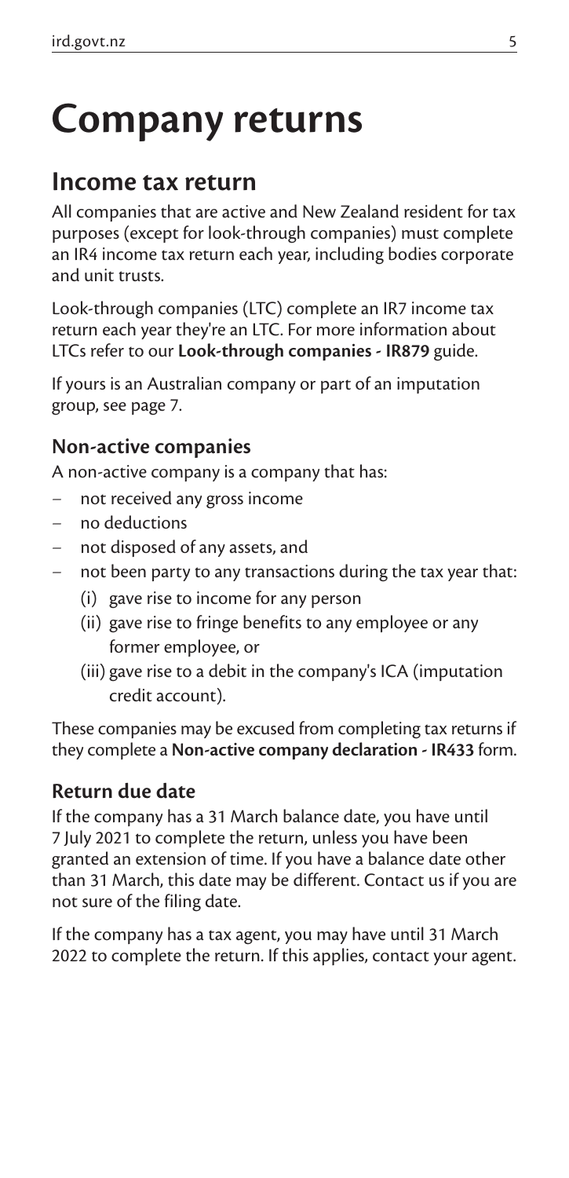# Company returns

## Income tax return

All companies that are active and New Zealand resident for tax purposes (except for look-through companies) must complete an IR4 income tax return each year, including bodies corporate and unit trusts.

Look-through companies (LTC) complete an IR7 income tax return each year they're an LTC. For more information about LTCs refer to our **Look-through companies - IR879** guide.

If yours is an Australian company or part of an imputation group, see page 7.

### Non-active companies

A non-active company is a company that has:

- not received any gross income
- no deductions
- not disposed of any assets, and
- not been party to any transactions during the tax year that:
  - (i) gave rise to income for any person
  - (ii) gave rise to fringe benefits to any employee or any former employee, or
  - (iii) gave rise to a debit in the company's ICA (imputation credit account).

These companies may be excused from completing tax returns if they complete a **Non-active company declaration - IR433** form.

### Return due date

If the company has a 31 March balance date, you have until 7 July 2021 to complete the return, unless you have been granted an extension of time. If you have a balance date other than 31 March, this date may be different. Contact us if you are not sure of the filing date.

If the company has a tax agent, you may have until 31 March 2022 to complete the return. If this applies, contact your agent.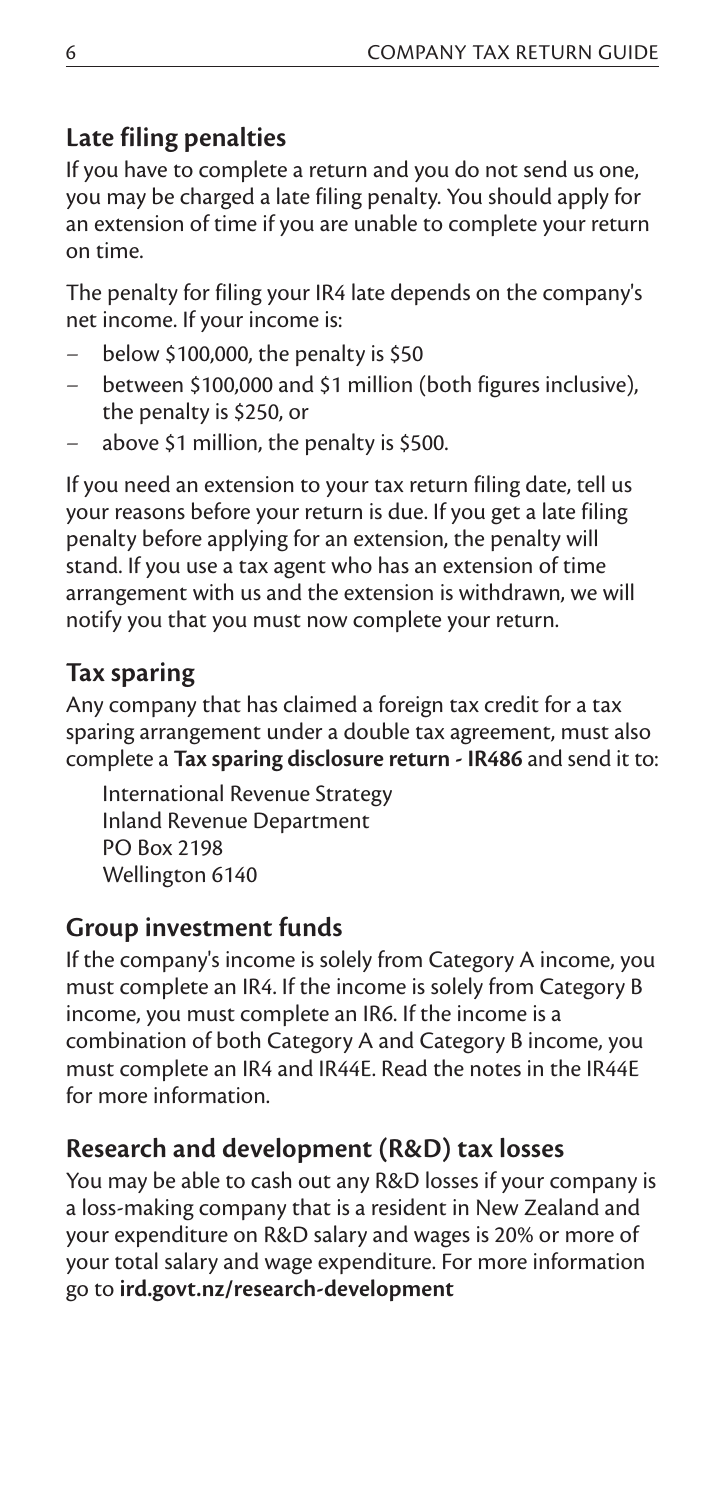## Late filing penalties

If you have to complete a return and you do not send us one, you may be charged a late filing penalty. You should apply for an extension of time if you are unable to complete your return on time.

The penalty for filing your IR4 late depends on the company's net income. If your income is:

- below \$100,000, the penalty is \$50
- between \$100,000 and \$1 million (both figures inclusive), the penalty is \$250, or
- above \$1 million, the penalty is \$500.

If you need an extension to your tax return filing date, tell us your reasons before your return is due. If you get a late filing penalty before applying for an extension, the penalty will stand. If you use a tax agent who has an extension of time arrangement with us and the extension is withdrawn, we will notify you that you must now complete your return.

## Tax sparing

Any company that has claimed a foreign tax credit for a tax sparing arrangement under a double tax agreement, must also complete a **Tax sparing disclosure return - IR486** and send it to:

International Revenue Strategy
Inland Revenue Department
PO Box 2198
Wellington 6140

## Group investment funds

If the company's income is solely from Category A income, you must complete an IR4. If the income is solely from Category B income, you must complete an IR6. If the income is a combination of both Category A and Category B income, you must complete an IR4 and IR44E. Read the notes in the IR44E for more information.

## Research and development (R&D) tax losses

You may be able to cash out any R&D losses if your company is a loss-making company that is a resident in New Zealand and your expenditure on R&D salary and wages is 20% or more of your total salary and wage expenditure. For more information go to **ird.govt.nz/research-development**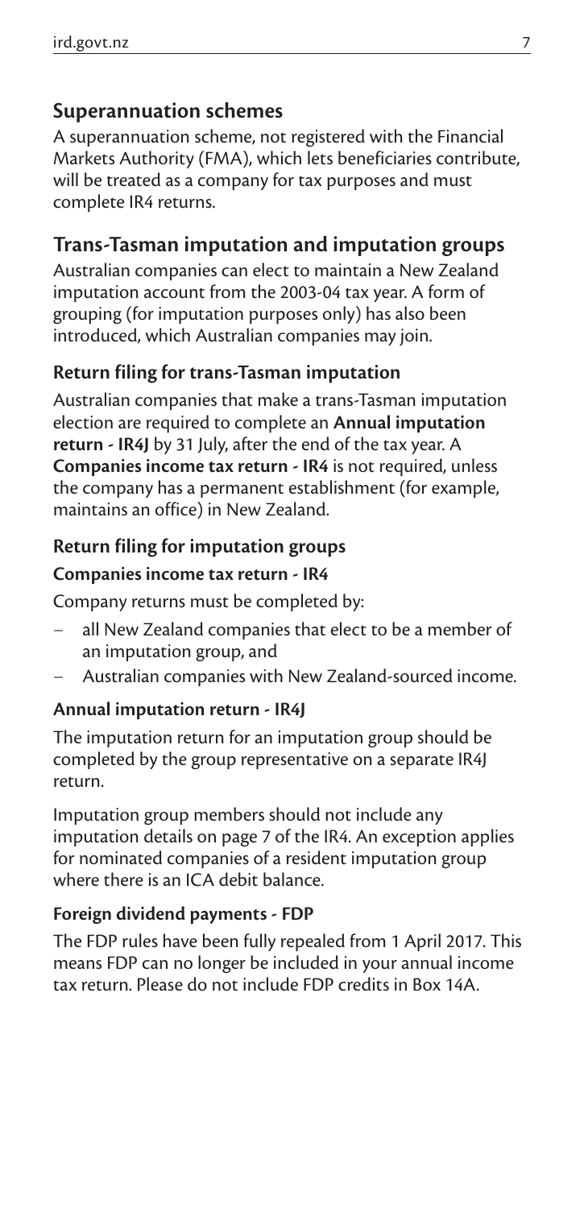## Superannuation schemes

A superannuation scheme, not registered with the Financial Markets Authority (FMA), which lets beneficiaries contribute, will be treated as a company for tax purposes and must complete IR4 returns.

## Trans-Tasman imputation and imputation groups

Australian companies can elect to maintain a New Zealand imputation account from the 2003-04 tax year. A form of grouping (for imputation purposes only) has also been introduced, which Australian companies may join.

### Return filing for trans-Tasman imputation

Australian companies that make a trans-Tasman imputation election are required to complete an **Annual imputation return - IR4J** by 31 July, after the end of the tax year. A **Companies income tax return - IR4** is not required, unless the company has a permanent establishment (for example, maintains an office) in New Zealand.

### Return filing for imputation groups

#### Companies income tax return - IR4

Company returns must be completed by:

- all New Zealand companies that elect to be a member of an imputation group, and
- Australian companies with New Zealand-sourced income.

#### Annual imputation return - IR4J

The imputation return for an imputation group should be completed by the group representative on a separate IR4J return.

Imputation group members should not include any imputation details on page 7 of the IR4. An exception applies for nominated companies of a resident imputation group where there is an ICA debit balance.

### Foreign dividend payments - FDP

The FDP rules have been fully repealed from 1 April 2017. This means FDP can no longer be included in your annual income tax return. Please do not include FDP credits in Box 14A.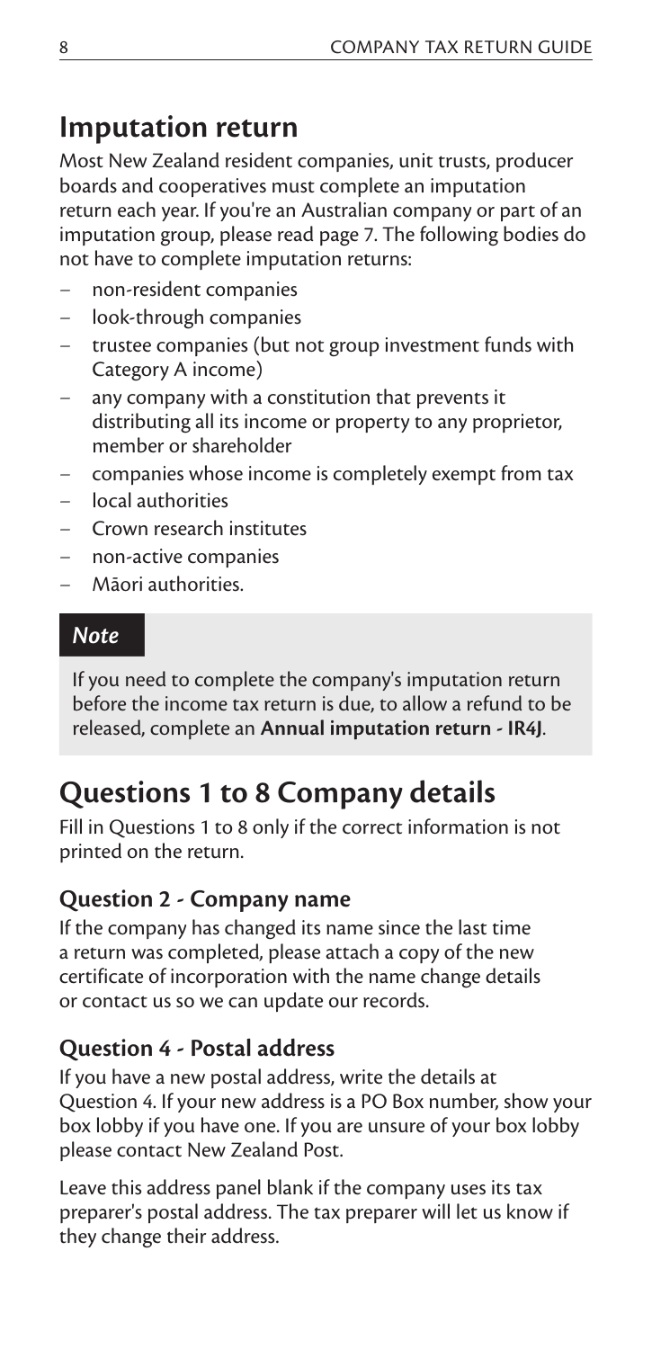## Imputation return

Most New Zealand resident companies, unit trusts, producer boards and cooperatives must complete an imputation return each year. If you're an Australian company or part of an imputation group, please read page 7. The following bodies do not have to complete imputation returns:

- non-resident companies
- look-through companies
- trustee companies (but not group investment funds with Category A income)
- any company with a constitution that prevents it distributing all its income or property to any proprietor, member or shareholder
- companies whose income is completely exempt from tax
- local authorities
- Crown research institutes
- non-active companies
- Māori authorities.

> ***Note***
>
> If you need to complete the company's imputation return before the income tax return is due, to allow a refund to be released, complete an **Annual imputation return - IR4J**.

# Questions 1 to 8 Company details

Fill in Questions 1 to 8 only if the correct information is not printed on the return.

### Question 2 - Company name

If the company has changed its name since the last time a return was completed, please attach a copy of the new certificate of incorporation with the name change details or contact us so we can update our records.

### Question 4 - Postal address

If you have a new postal address, write the details at Question 4. If your new address is a PO Box number, show your box lobby if you have one. If you are unsure of your box lobby please contact New Zealand Post.

Leave this address panel blank if the company uses its tax preparer's postal address. The tax preparer will let us know if they change their address.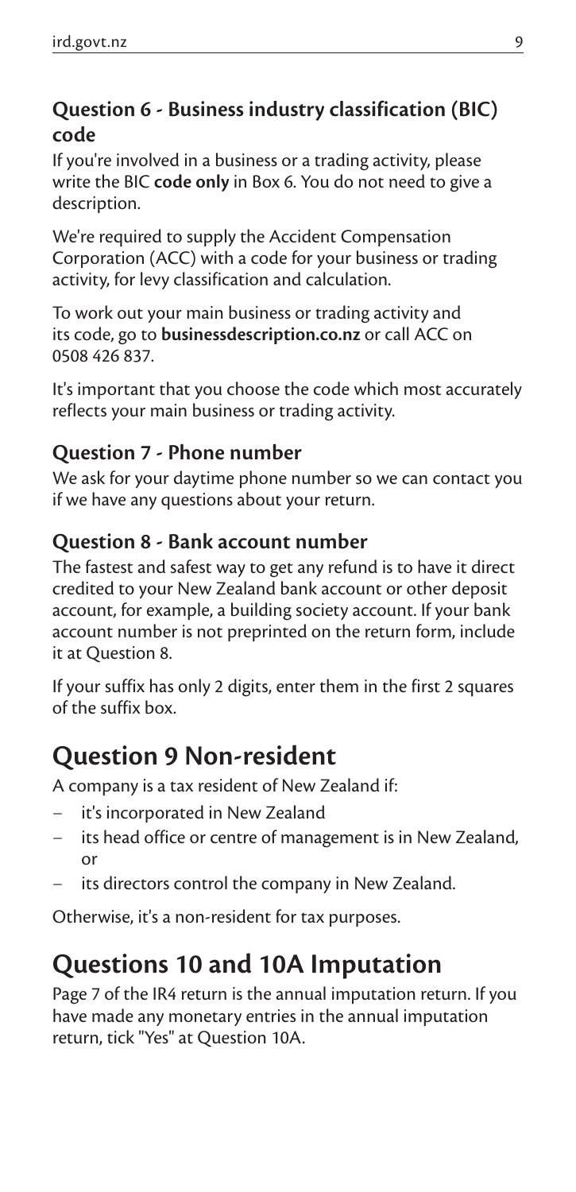### Question 6 - Business industry classification (BIC) code

If you're involved in a business or a trading activity, please write the BIC **code only** in Box 6. You do not need to give a description.

We're required to supply the Accident Compensation Corporation (ACC) with a code for your business or trading activity, for levy classification and calculation.

To work out your main business or trading activity and its code, go to **businessdescription.co.nz** or call ACC on 0508 426 837.

It's important that you choose the code which most accurately reflects your main business or trading activity.

### Question 7 - Phone number

We ask for your daytime phone number so we can contact you if we have any questions about your return.

### Question 8 - Bank account number

The fastest and safest way to get any refund is to have it direct credited to your New Zealand bank account or other deposit account, for example, a building society account. If your bank account number is not preprinted on the return form, include it at Question 8.

If your suffix has only 2 digits, enter them in the first 2 squares of the suffix box.

## Question 9 Non-resident

A company is a tax resident of New Zealand if:

- it's incorporated in New Zealand
- its head office or centre of management is in New Zealand, or
- its directors control the company in New Zealand.

Otherwise, it's a non-resident for tax purposes.

## Questions 10 and 10A Imputation

Page 7 of the IR4 return is the annual imputation return. If you have made any monetary entries in the annual imputation return, tick "Yes" at Question 10A.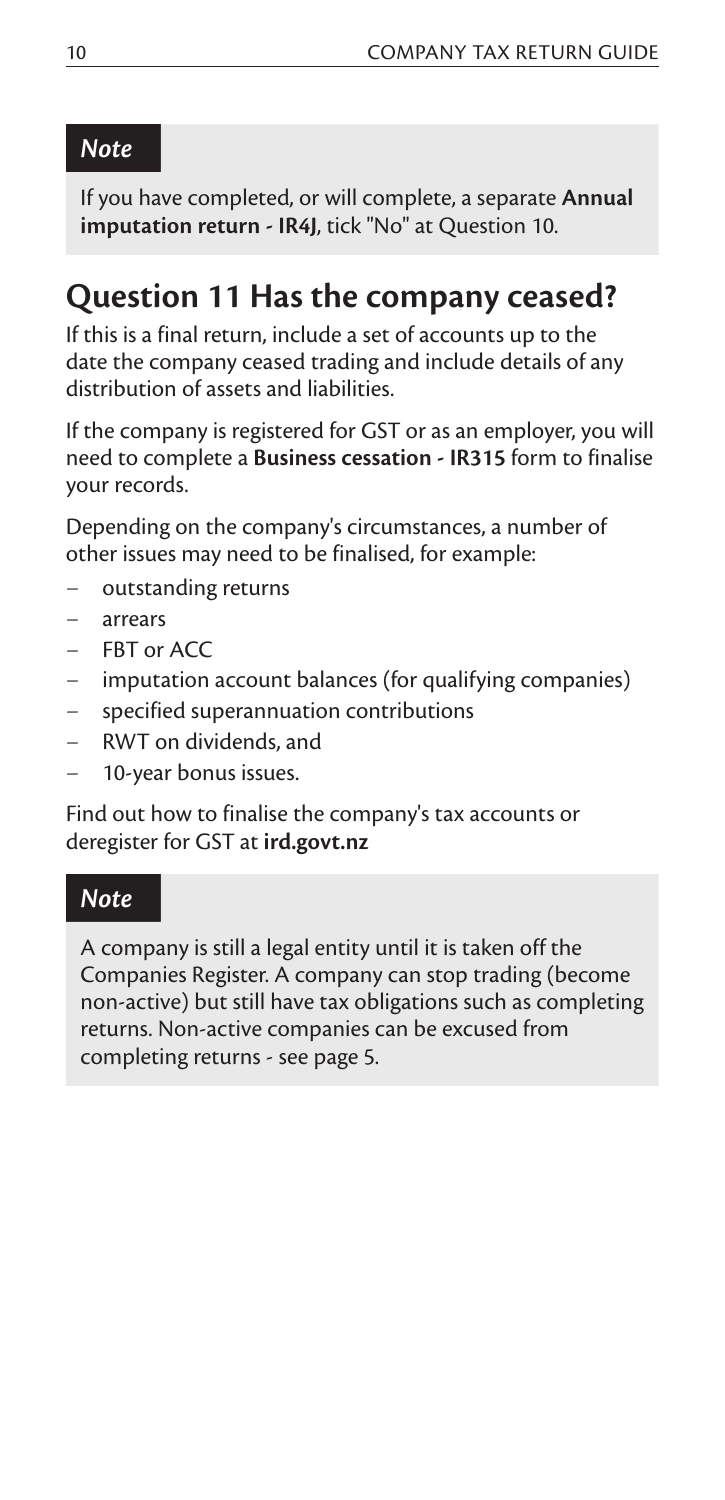*Note*

If you have completed, or will complete, a separate **Annual imputation return - IR4J**, tick "No" at Question 10.

## Question 11 Has the company ceased?

If this is a final return, include a set of accounts up to the date the company ceased trading and include details of any distribution of assets and liabilities.

If the company is registered for GST or as an employer, you will need to complete a **Business cessation - IR315** form to finalise your records.

Depending on the company's circumstances, a number of other issues may need to be finalised, for example:

- outstanding returns
- arrears
- FBT or ACC
- imputation account balances (for qualifying companies)
- specified superannuation contributions
- RWT on dividends, and
- 10-year bonus issues.

Find out how to finalise the company's tax accounts or deregister for GST at **ird.govt.nz**

*Note*

A company is still a legal entity until it is taken off the Companies Register. A company can stop trading (become non-active) but still have tax obligations such as completing returns. Non-active companies can be excused from completing returns - see page 5.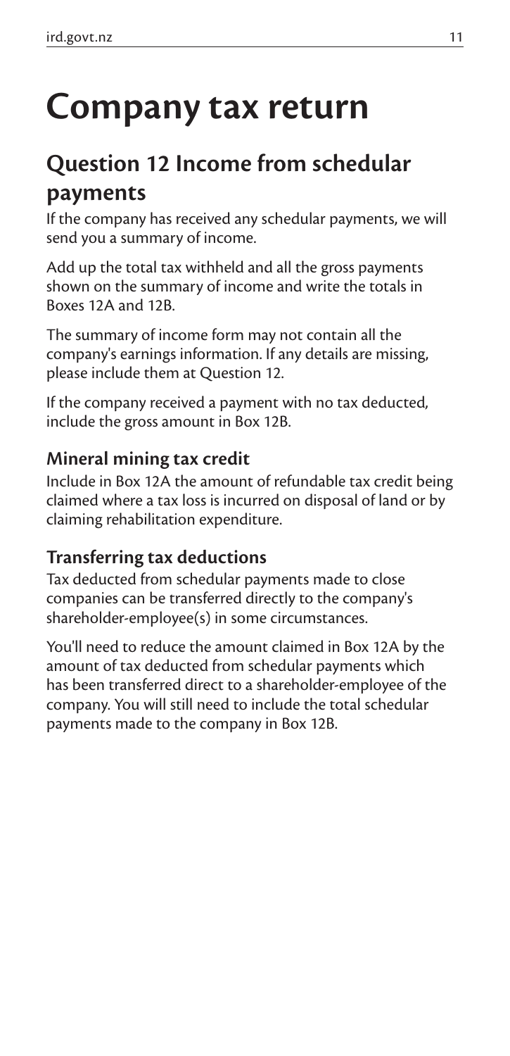# Company tax return

## Question 12 Income from schedular payments

If the company has received any schedular payments, we will send you a summary of income.

Add up the total tax withheld and all the gross payments shown on the summary of income and write the totals in Boxes 12A and 12B.

The summary of income form may not contain all the company's earnings information. If any details are missing, please include them at Question 12.

If the company received a payment with no tax deducted, include the gross amount in Box 12B.

### Mineral mining tax credit

Include in Box 12A the amount of refundable tax credit being claimed where a tax loss is incurred on disposal of land or by claiming rehabilitation expenditure.

### Transferring tax deductions

Tax deducted from schedular payments made to close companies can be transferred directly to the company's shareholder-employee(s) in some circumstances.

You'll need to reduce the amount claimed in Box 12A by the amount of tax deducted from schedular payments which has been transferred direct to a shareholder-employee of the company. You will still need to include the total schedular payments made to the company in Box 12B.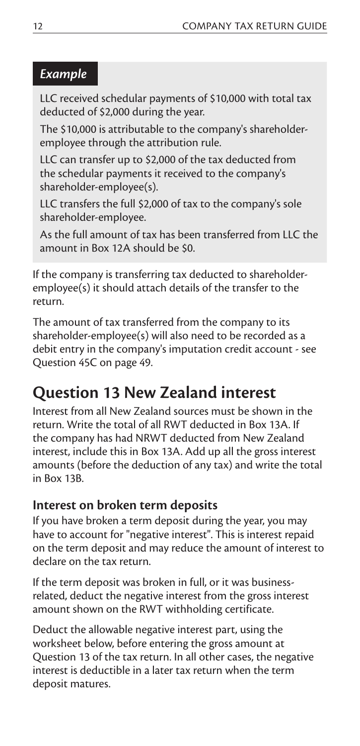### *Example*

LLC received schedular payments of $10,000 with total tax deducted of $2,000 during the year.

The $10,000 is attributable to the company's shareholder-employee through the attribution rule.

LLC can transfer up to $2,000 of the tax deducted from the schedular payments it received to the company's shareholder-employee(s).

LLC transfers the full $2,000 of tax to the company's sole shareholder-employee.

As the full amount of tax has been transferred from LLC the amount in Box 12A should be $0.

If the company is transferring tax deducted to shareholder-employee(s) it should attach details of the transfer to the return.

The amount of tax transferred from the company to its shareholder-employee(s) will also need to be recorded as a debit entry in the company's imputation credit account - see Question 45C on page 49.

## Question 13 New Zealand interest

Interest from all New Zealand sources must be shown in the return. Write the total of all RWT deducted in Box 13A. If the company has had NRWT deducted from New Zealand interest, include this in Box 13A. Add up all the gross interest amounts (before the deduction of any tax) and write the total in Box 13B.

### Interest on broken term deposits

If you have broken a term deposit during the year, you may have to account for "negative interest". This is interest repaid on the term deposit and may reduce the amount of interest to declare on the tax return.

If the term deposit was broken in full, or it was business-related, deduct the negative interest from the gross interest amount shown on the RWT withholding certificate.

Deduct the allowable negative interest part, using the worksheet below, before entering the gross amount at Question 13 of the tax return. In all other cases, the negative interest is deductible in a later tax return when the term deposit matures.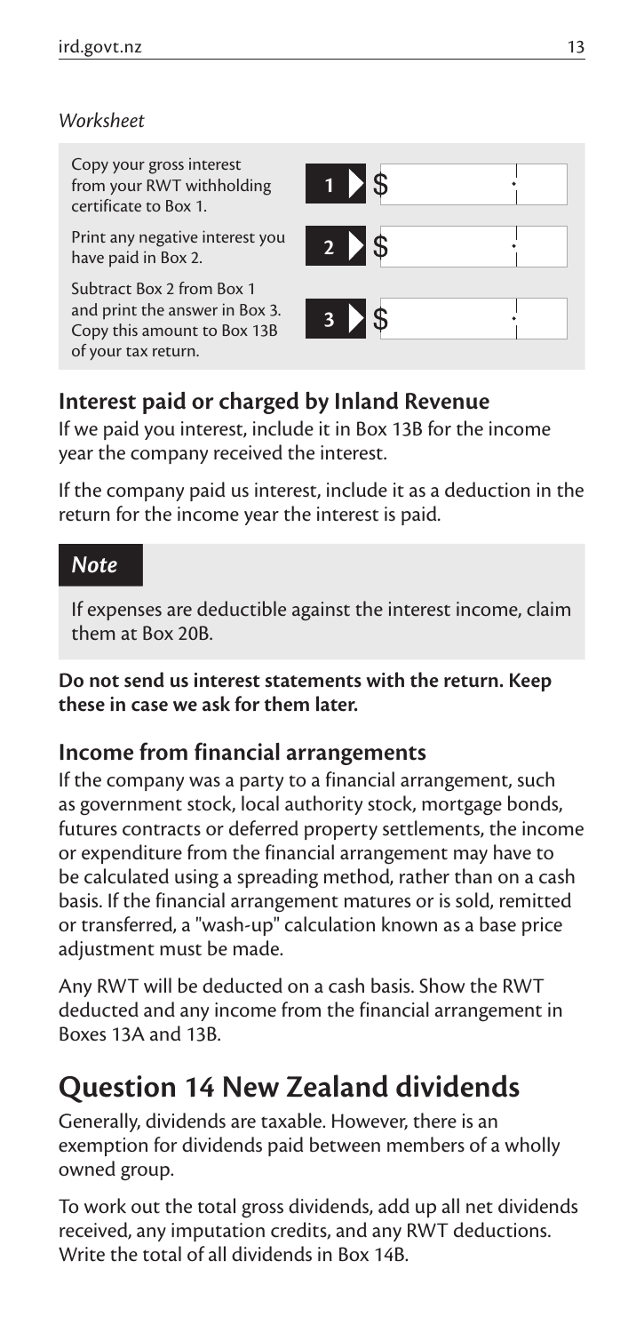*Worksheet*

| | |
|---|---|
| Copy your gross interest from your RWT withholding certificate to Box 1. | **1** $ |
| Print any negative interest you have paid in Box 2. | **2** $ |
| Subtract Box 2 from Box 1 and print the answer in Box 3. Copy this amount to Box 13B of your tax return. | **3** $ |

### Interest paid or charged by Inland Revenue

If we paid you interest, include it in Box 13B for the income year the company received the interest.

If the company paid us interest, include it as a deduction in the return for the income year the interest is paid.

> ***Note***
>
> If expenses are deductible against the interest income, claim them at Box 20B.

**Do not send us interest statements with the return. Keep these in case we ask for them later.**

### Income from financial arrangements

If the company was a party to a financial arrangement, such as government stock, local authority stock, mortgage bonds, futures contracts or deferred property settlements, the income or expenditure from the financial arrangement may have to be calculated using a spreading method, rather than on a cash basis. If the financial arrangement matures or is sold, remitted or transferred, a "wash-up" calculation known as a base price adjustment must be made.

Any RWT will be deducted on a cash basis. Show the RWT deducted and any income from the financial arrangement in Boxes 13A and 13B.

## Question 14 New Zealand dividends

Generally, dividends are taxable. However, there is an exemption for dividends paid between members of a wholly owned group.

To work out the total gross dividends, add up all net dividends received, any imputation credits, and any RWT deductions. Write the total of all dividends in Box 14B.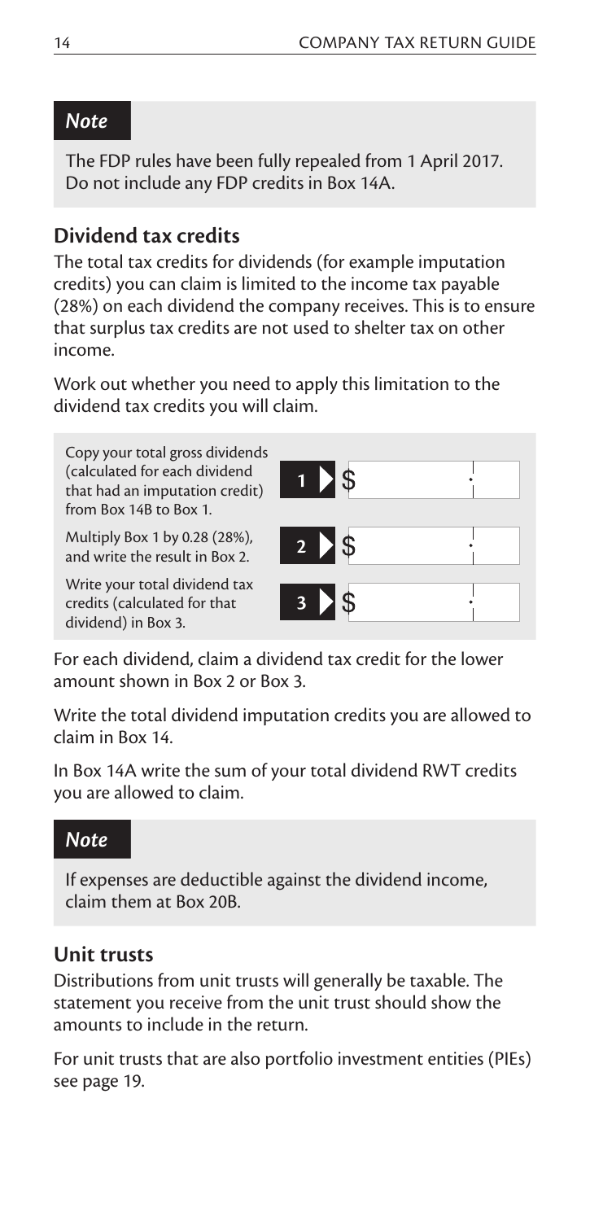*Note*

The FDP rules have been fully repealed from 1 April 2017. Do not include any FDP credits in Box 14A.

## Dividend tax credits

The total tax credits for dividends (for example imputation credits) you can claim is limited to the income tax payable (28%) on each dividend the company receives. This is to ensure that surplus tax credits are not used to shelter tax on other income.

Work out whether you need to apply this limitation to the dividend tax credits you will claim.

| | |
|---|---|
| Copy your total gross dividends (calculated for each dividend that had an imputation credit) from Box 14B to Box 1. | **1** $ |
| Multiply Box 1 by 0.28 (28%), and write the result in Box 2. | **2** $ |
| Write your total dividend tax credits (calculated for that dividend) in Box 3. | **3** $ |

For each dividend, claim a dividend tax credit for the lower amount shown in Box 2 or Box 3.

Write the total dividend imputation credits you are allowed to claim in Box 14.

In Box 14A write the sum of your total dividend RWT credits you are allowed to claim.

*Note*

If expenses are deductible against the dividend income, claim them at Box 20B.

## Unit trusts

Distributions from unit trusts will generally be taxable. The statement you receive from the unit trust should show the amounts to include in the return.

For unit trusts that are also portfolio investment entities (PIEs) see page 19.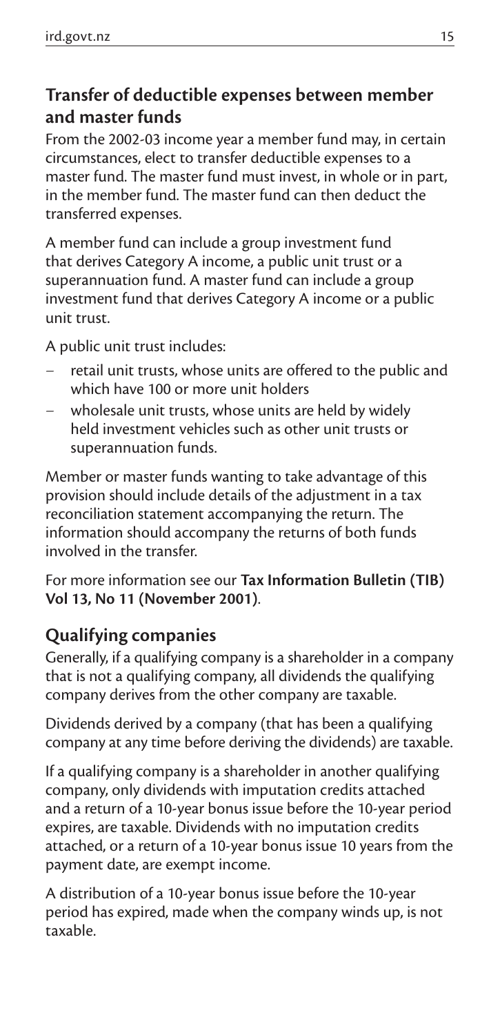## Transfer of deductible expenses between member and master funds

From the 2002-03 income year a member fund may, in certain circumstances, elect to transfer deductible expenses to a master fund. The master fund must invest, in whole or in part, in the member fund. The master fund can then deduct the transferred expenses.

A member fund can include a group investment fund that derives Category A income, a public unit trust or a superannuation fund. A master fund can include a group investment fund that derives Category A income or a public unit trust.

A public unit trust includes:

- retail unit trusts, whose units are offered to the public and which have 100 or more unit holders
- wholesale unit trusts, whose units are held by widely held investment vehicles such as other unit trusts or superannuation funds.

Member or master funds wanting to take advantage of this provision should include details of the adjustment in a tax reconciliation statement accompanying the return. The information should accompany the returns of both funds involved in the transfer.

For more information see our **Tax Information Bulletin (TIB) Vol 13, No 11 (November 2001)**.

## Qualifying companies

Generally, if a qualifying company is a shareholder in a company that is not a qualifying company, all dividends the qualifying company derives from the other company are taxable.

Dividends derived by a company (that has been a qualifying company at any time before deriving the dividends) are taxable.

If a qualifying company is a shareholder in another qualifying company, only dividends with imputation credits attached and a return of a 10-year bonus issue before the 10-year period expires, are taxable. Dividends with no imputation credits attached, or a return of a 10-year bonus issue 10 years from the payment date, are exempt income.

A distribution of a 10-year bonus issue before the 10-year period has expired, made when the company winds up, is not taxable.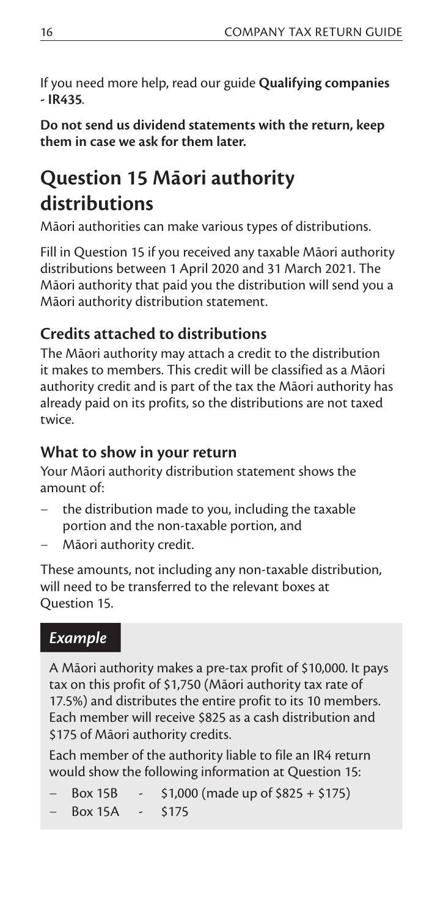If you need more help, read our guide **Qualifying companies - IR435**.

**Do not send us dividend statements with the return, keep them in case we ask for them later.**

## Question 15 Māori authority distributions

Māori authorities can make various types of distributions.

Fill in Question 15 if you received any taxable Māori authority distributions between 1 April 2020 and 31 March 2021. The Māori authority that paid you the distribution will send you a Māori authority distribution statement.

### Credits attached to distributions

The Māori authority may attach a credit to the distribution it makes to members. This credit will be classified as a Māori authority credit and is part of the tax the Māori authority has already paid on its profits, so the distributions are not taxed twice.

### What to show in your return

Your Māori authority distribution statement shows the amount of:

- the distribution made to you, including the taxable portion and the non-taxable portion, and
- Māori authority credit.

These amounts, not including any non-taxable distribution, will need to be transferred to the relevant boxes at Question 15.

> ***Example***
>
> A Māori authority makes a pre-tax profit of $10,000. It pays tax on this profit of $1,750 (Māori authority tax rate of 17.5%) and distributes the entire profit to its 10 members. Each member will receive $825 as a cash distribution and $175 of Māori authority credits.
>
> Each member of the authority liable to file an IR4 return would show the following information at Question 15:
>
> - Box 15B - $1,000 (made up of $825 + $175)
> - Box 15A - $175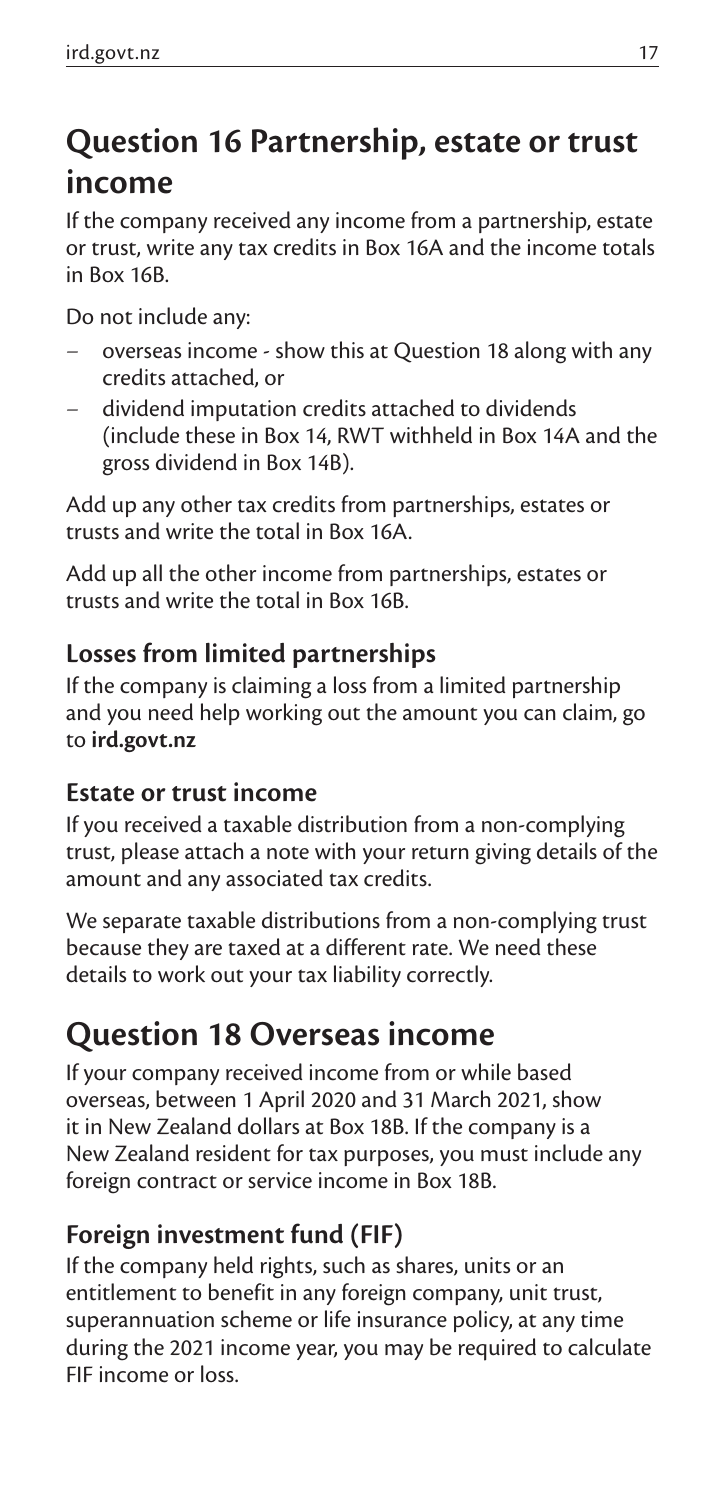## Question 16 Partnership, estate or trust income

If the company received any income from a partnership, estate or trust, write any tax credits in Box 16A and the income totals in Box 16B.

Do not include any:

- overseas income - show this at Question 18 along with any credits attached, or
- dividend imputation credits attached to dividends (include these in Box 14, RWT withheld in Box 14A and the gross dividend in Box 14B).

Add up any other tax credits from partnerships, estates or trusts and write the total in Box 16A.

Add up all the other income from partnerships, estates or trusts and write the total in Box 16B.

### Losses from limited partnerships

If the company is claiming a loss from a limited partnership and you need help working out the amount you can claim, go to **ird.govt.nz**

### Estate or trust income

If you received a taxable distribution from a non-complying trust, please attach a note with your return giving details of the amount and any associated tax credits.

We separate taxable distributions from a non-complying trust because they are taxed at a different rate. We need these details to work out your tax liability correctly.

## Question 18 Overseas income

If your company received income from or while based overseas, between 1 April 2020 and 31 March 2021, show it in New Zealand dollars at Box 18B. If the company is a New Zealand resident for tax purposes, you must include any foreign contract or service income in Box 18B.

### Foreign investment fund (FIF)

If the company held rights, such as shares, units or an entitlement to benefit in any foreign company, unit trust, superannuation scheme or life insurance policy, at any time during the 2021 income year, you may be required to calculate FIF income or loss.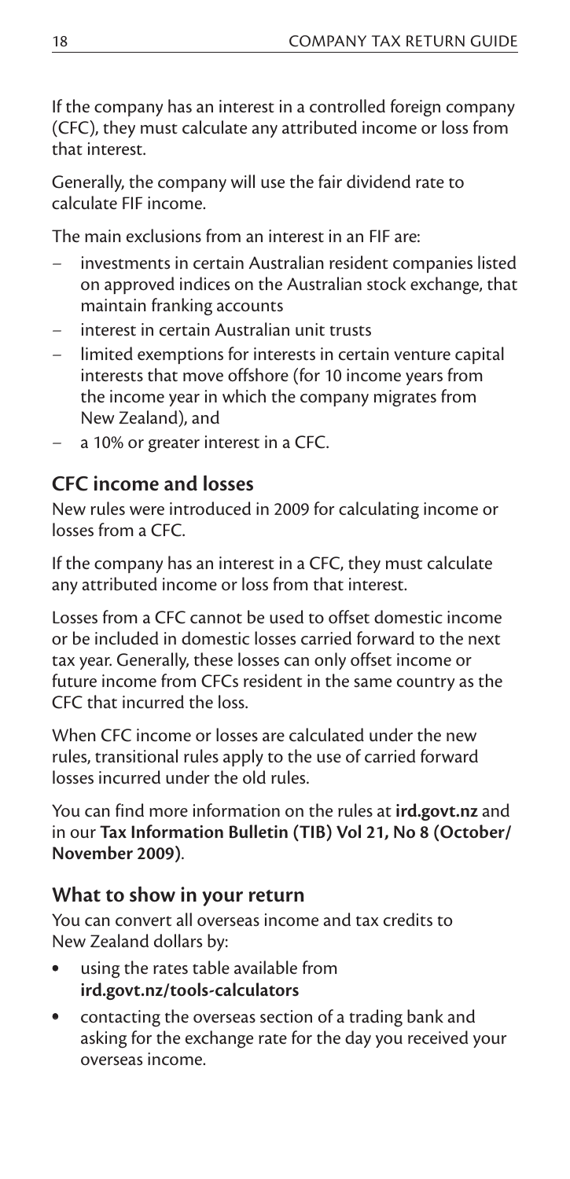If the company has an interest in a controlled foreign company (CFC), they must calculate any attributed income or loss from that interest.

Generally, the company will use the fair dividend rate to calculate FIF income.

The main exclusions from an interest in an FIF are:

- investments in certain Australian resident companies listed on approved indices on the Australian stock exchange, that maintain franking accounts
- interest in certain Australian unit trusts
- limited exemptions for interests in certain venture capital interests that move offshore (for 10 income years from the income year in which the company migrates from New Zealand), and
- a 10% or greater interest in a CFC.

## CFC income and losses

New rules were introduced in 2009 for calculating income or losses from a CFC.

If the company has an interest in a CFC, they must calculate any attributed income or loss from that interest.

Losses from a CFC cannot be used to offset domestic income or be included in domestic losses carried forward to the next tax year. Generally, these losses can only offset income or future income from CFCs resident in the same country as the CFC that incurred the loss.

When CFC income or losses are calculated under the new rules, transitional rules apply to the use of carried forward losses incurred under the old rules.

You can find more information on the rules at **ird.govt.nz** and in our **Tax Information Bulletin (TIB) Vol 21, No 8 (October/November 2009)**.

### What to show in your return

You can convert all overseas income and tax credits to New Zealand dollars by:

- using the rates table available from **ird.govt.nz/tools-calculators**
- contacting the overseas section of a trading bank and asking for the exchange rate for the day you received your overseas income.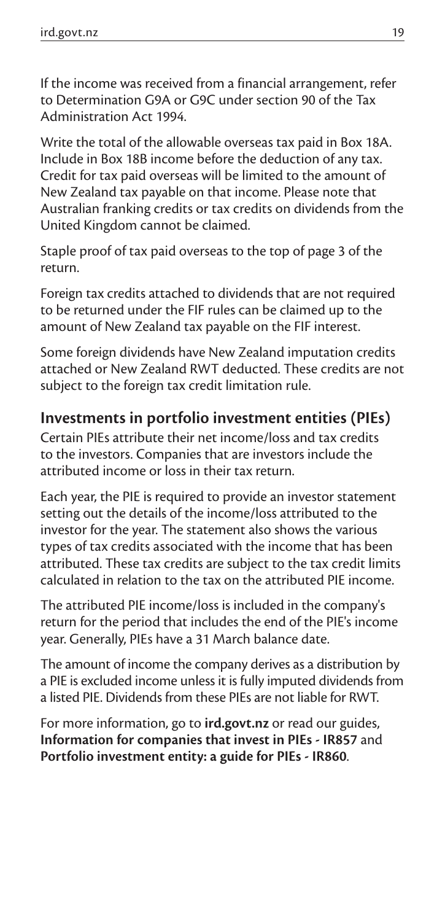If the income was received from a financial arrangement, refer to Determination G9A or G9C under section 90 of the Tax Administration Act 1994.

Write the total of the allowable overseas tax paid in Box 18A. Include in Box 18B income before the deduction of any tax. Credit for tax paid overseas will be limited to the amount of New Zealand tax payable on that income. Please note that Australian franking credits or tax credits on dividends from the United Kingdom cannot be claimed.

Staple proof of tax paid overseas to the top of page 3 of the return.

Foreign tax credits attached to dividends that are not required to be returned under the FIF rules can be claimed up to the amount of New Zealand tax payable on the FIF interest.

Some foreign dividends have New Zealand imputation credits attached or New Zealand RWT deducted. These credits are not subject to the foreign tax credit limitation rule.

## Investments in portfolio investment entities (PIEs)

Certain PIEs attribute their net income/loss and tax credits to the investors. Companies that are investors include the attributed income or loss in their tax return.

Each year, the PIE is required to provide an investor statement setting out the details of the income/loss attributed to the investor for the year. The statement also shows the various types of tax credits associated with the income that has been attributed. These tax credits are subject to the tax credit limits calculated in relation to the tax on the attributed PIE income.

The attributed PIE income/loss is included in the company's return for the period that includes the end of the PIE's income year. Generally, PIEs have a 31 March balance date.

The amount of income the company derives as a distribution by a PIE is excluded income unless it is fully imputed dividends from a listed PIE. Dividends from these PIEs are not liable for RWT.

For more information, go to **ird.govt.nz** or read our guides, **Information for companies that invest in PIEs - IR857** and **Portfolio investment entity: a guide for PIEs - IR860**.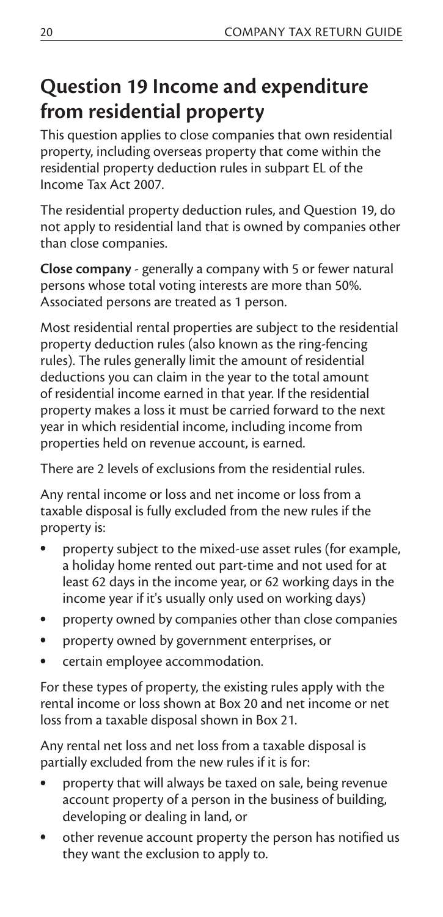## Question 19 Income and expenditure from residential property

This question applies to close companies that own residential property, including overseas property that come within the residential property deduction rules in subpart EL of the Income Tax Act 2007.

The residential property deduction rules, and Question 19, do not apply to residential land that is owned by companies other than close companies.

**Close company** - generally a company with 5 or fewer natural persons whose total voting interests are more than 50%. Associated persons are treated as 1 person.

Most residential rental properties are subject to the residential property deduction rules (also known as the ring-fencing rules). The rules generally limit the amount of residential deductions you can claim in the year to the total amount of residential income earned in that year. If the residential property makes a loss it must be carried forward to the next year in which residential income, including income from properties held on revenue account, is earned.

There are 2 levels of exclusions from the residential rules.

Any rental income or loss and net income or loss from a taxable disposal is fully excluded from the new rules if the property is:

- property subject to the mixed-use asset rules (for example, a holiday home rented out part-time and not used for at least 62 days in the income year, or 62 working days in the income year if it's usually only used on working days)
- property owned by companies other than close companies
- property owned by government enterprises, or
- certain employee accommodation.

For these types of property, the existing rules apply with the rental income or loss shown at Box 20 and net income or net loss from a taxable disposal shown in Box 21.

Any rental net loss and net loss from a taxable disposal is partially excluded from the new rules if it is for:

- property that will always be taxed on sale, being revenue account property of a person in the business of building, developing or dealing in land, or
- other revenue account property the person has notified us they want the exclusion to apply to.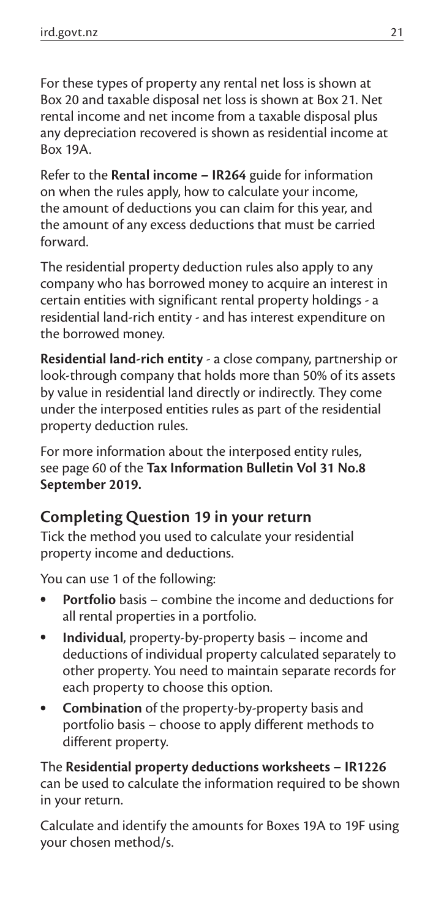For these types of property any rental net loss is shown at Box 20 and taxable disposal net loss is shown at Box 21. Net rental income and net income from a taxable disposal plus any depreciation recovered is shown as residential income at Box 19A.

Refer to the **Rental income – IR264** guide for information on when the rules apply, how to calculate your income, the amount of deductions you can claim for this year, and the amount of any excess deductions that must be carried forward.

The residential property deduction rules also apply to any company who has borrowed money to acquire an interest in certain entities with significant rental property holdings - a residential land-rich entity - and has interest expenditure on the borrowed money.

**Residential land-rich entity** - a close company, partnership or look-through company that holds more than 50% of its assets by value in residential land directly or indirectly. They come under the interposed entities rules as part of the residential property deduction rules.

For more information about the interposed entity rules, see page 60 of the **Tax Information Bulletin Vol 31 No.8 September 2019.**

## Completing Question 19 in your return

Tick the method you used to calculate your residential property income and deductions.

You can use 1 of the following:

- **Portfolio** basis – combine the income and deductions for all rental properties in a portfolio.
- **Individual**, property-by-property basis – income and deductions of individual property calculated separately to other property. You need to maintain separate records for each property to choose this option.
- **Combination** of the property-by-property basis and portfolio basis – choose to apply different methods to different property.

The **Residential property deductions worksheets – IR1226** can be used to calculate the information required to be shown in your return.

Calculate and identify the amounts for Boxes 19A to 19F using your chosen method/s.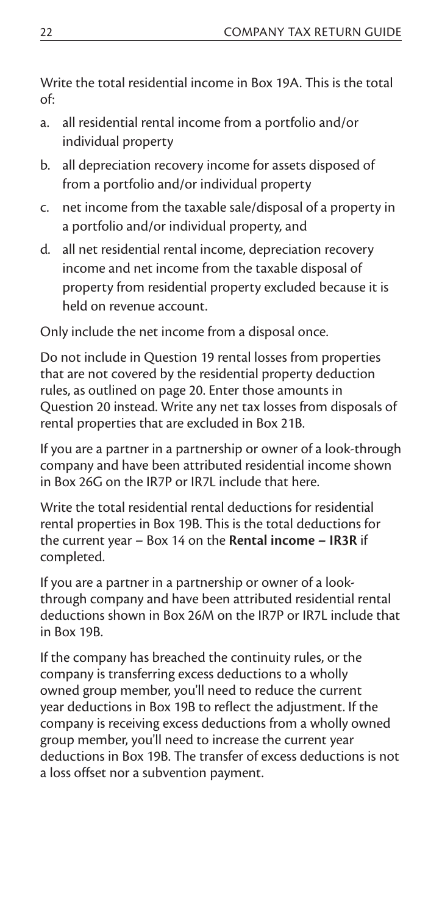Write the total residential income in Box 19A. This is the total of:

a. all residential rental income from a portfolio and/or individual property
b. all depreciation recovery income for assets disposed of from a portfolio and/or individual property
c. net income from the taxable sale/disposal of a property in a portfolio and/or individual property, and
d. all net residential rental income, depreciation recovery income and net income from the taxable disposal of property from residential property excluded because it is held on revenue account.

Only include the net income from a disposal once.

Do not include in Question 19 rental losses from properties that are not covered by the residential property deduction rules, as outlined on page 20. Enter those amounts in Question 20 instead. Write any net tax losses from disposals of rental properties that are excluded in Box 21B.

If you are a partner in a partnership or owner of a look-through company and have been attributed residential income shown in Box 26G on the IR7P or IR7L include that here.

Write the total residential rental deductions for residential rental properties in Box 19B. This is the total deductions for the current year – Box 14 on the **Rental income – IR3R** if completed.

If you are a partner in a partnership or owner of a look-through company and have been attributed residential rental deductions shown in Box 26M on the IR7P or IR7L include that in Box 19B.

If the company has breached the continuity rules, or the company is transferring excess deductions to a wholly owned group member, you'll need to reduce the current year deductions in Box 19B to reflect the adjustment. If the company is receiving excess deductions from a wholly owned group member, you'll need to increase the current year deductions in Box 19B. The transfer of excess deductions is not a loss offset nor a subvention payment.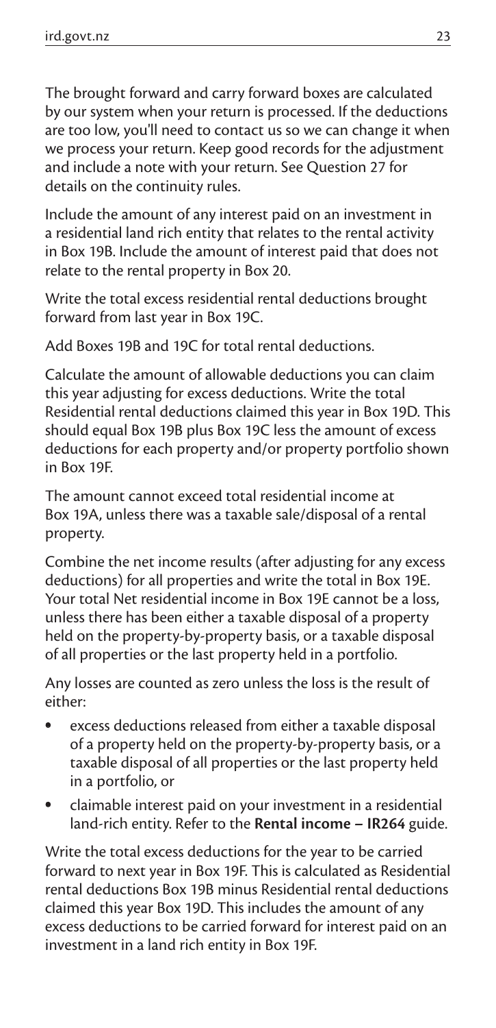The brought forward and carry forward boxes are calculated by our system when your return is processed. If the deductions are too low, you'll need to contact us so we can change it when we process your return. Keep good records for the adjustment and include a note with your return. See Question 27 for details on the continuity rules.

Include the amount of any interest paid on an investment in a residential land rich entity that relates to the rental activity in Box 19B. Include the amount of interest paid that does not relate to the rental property in Box 20.

Write the total excess residential rental deductions brought forward from last year in Box 19C.

Add Boxes 19B and 19C for total rental deductions.

Calculate the amount of allowable deductions you can claim this year adjusting for excess deductions. Write the total Residential rental deductions claimed this year in Box 19D. This should equal Box 19B plus Box 19C less the amount of excess deductions for each property and/or property portfolio shown in Box 19F.

The amount cannot exceed total residential income at Box 19A, unless there was a taxable sale/disposal of a rental property.

Combine the net income results (after adjusting for any excess deductions) for all properties and write the total in Box 19E. Your total Net residential income in Box 19E cannot be a loss, unless there has been either a taxable disposal of a property held on the property-by-property basis, or a taxable disposal of all properties or the last property held in a portfolio.

Any losses are counted as zero unless the loss is the result of either:

- excess deductions released from either a taxable disposal of a property held on the property-by-property basis, or a taxable disposal of all properties or the last property held in a portfolio, or
- claimable interest paid on your investment in a residential land-rich entity. Refer to the **Rental income – IR264** guide.

Write the total excess deductions for the year to be carried forward to next year in Box 19F. This is calculated as Residential rental deductions Box 19B minus Residential rental deductions claimed this year Box 19D. This includes the amount of any excess deductions to be carried forward for interest paid on an investment in a land rich entity in Box 19F.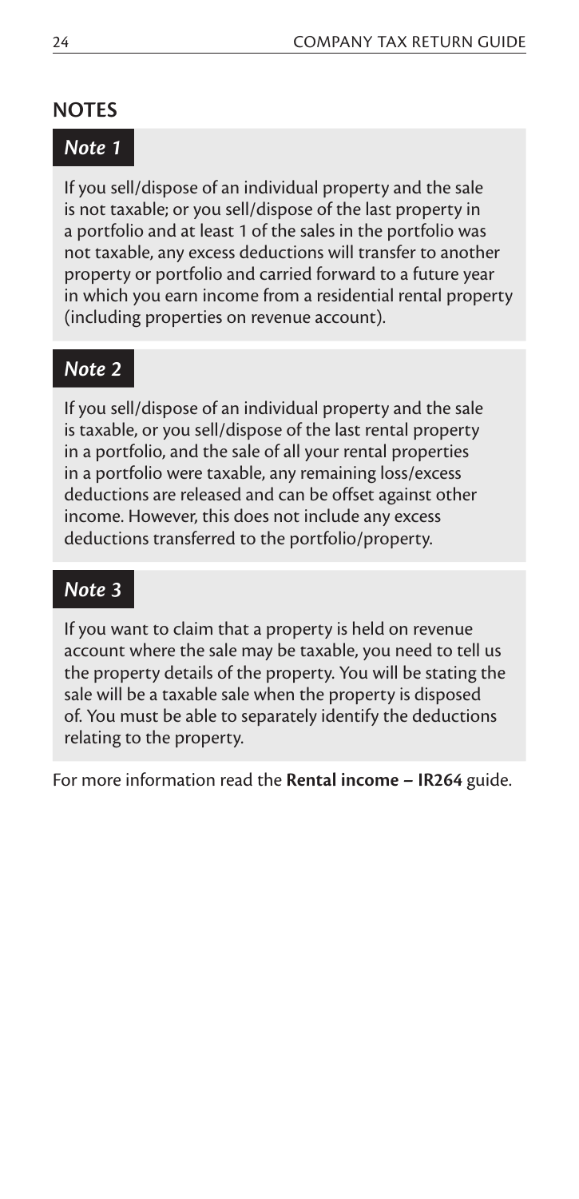## NOTES

### *Note 1*

If you sell/dispose of an individual property and the sale is not taxable; or you sell/dispose of the last property in a portfolio and at least 1 of the sales in the portfolio was not taxable, any excess deductions will transfer to another property or portfolio and carried forward to a future year in which you earn income from a residential rental property (including properties on revenue account).

### *Note 2*

If you sell/dispose of an individual property and the sale is taxable, or you sell/dispose of the last rental property in a portfolio, and the sale of all your rental properties in a portfolio were taxable, any remaining loss/excess deductions are released and can be offset against other income. However, this does not include any excess deductions transferred to the portfolio/property.

### *Note 3*

If you want to claim that a property is held on revenue account where the sale may be taxable, you need to tell us the property details of the property. You will be stating the sale will be a taxable sale when the property is disposed of. You must be able to separately identify the deductions relating to the property.

For more information read the **Rental income – IR264** guide.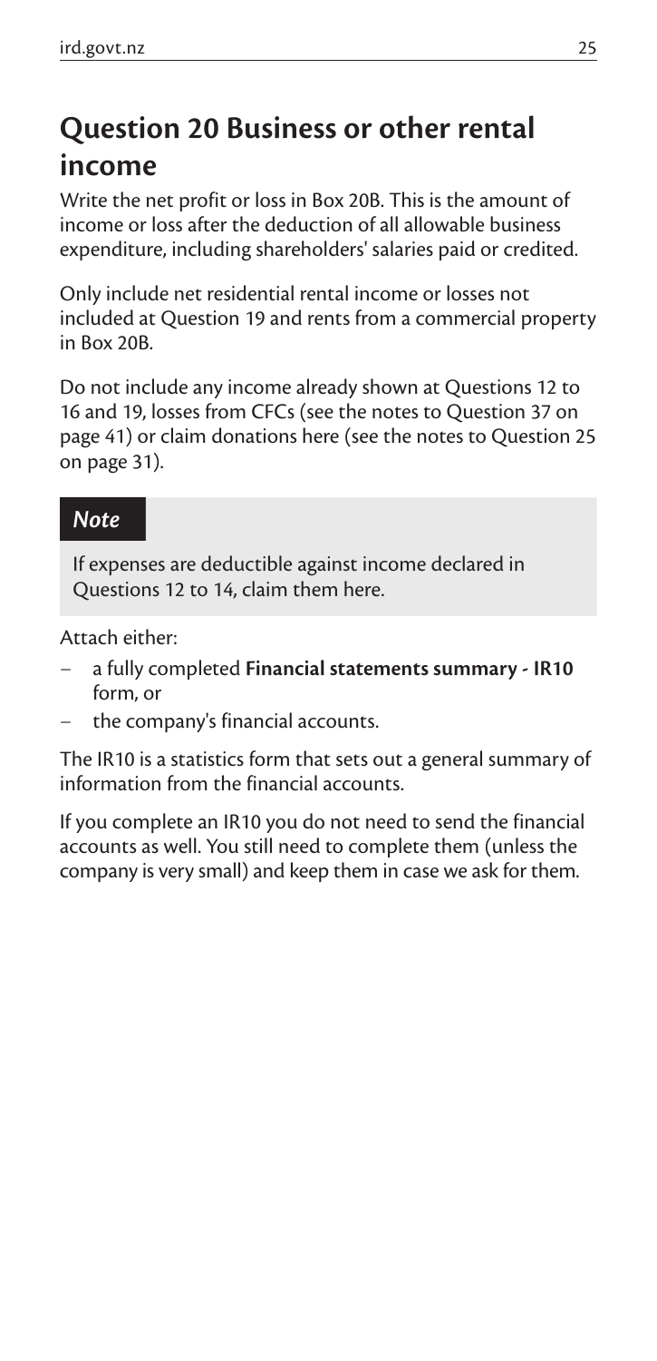## Question 20 Business or other rental income

Write the net profit or loss in Box 20B. This is the amount of income or loss after the deduction of all allowable business expenditure, including shareholders' salaries paid or credited.

Only include net residential rental income or losses not included at Question 19 and rents from a commercial property in Box 20B.

Do not include any income already shown at Questions 12 to 16 and 19, losses from CFCs (see the notes to Question 37 on page 41) or claim donations here (see the notes to Question 25 on page 31).

> ***Note***
>
> If expenses are deductible against income declared in Questions 12 to 14, claim them here.

Attach either:

- a fully completed **Financial statements summary - IR10** form, or
- the company's financial accounts.

The IR10 is a statistics form that sets out a general summary of information from the financial accounts.

If you complete an IR10 you do not need to send the financial accounts as well. You still need to complete them (unless the company is very small) and keep them in case we ask for them.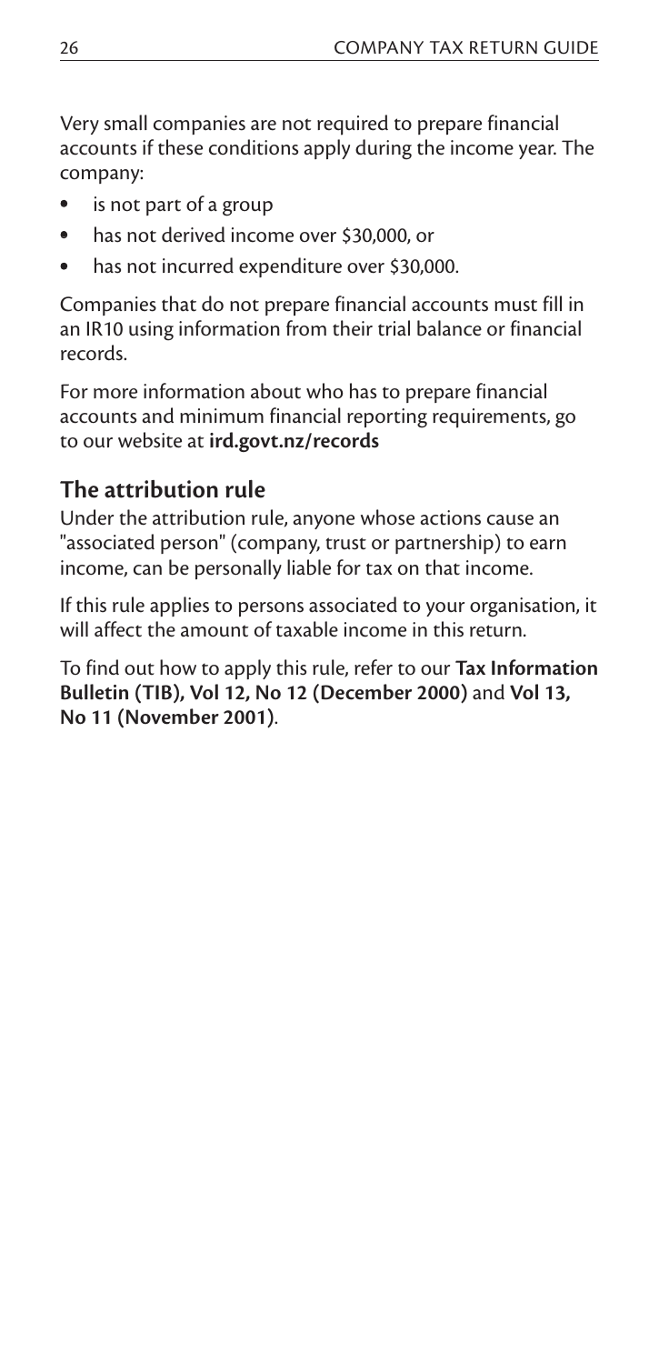Very small companies are not required to prepare financial accounts if these conditions apply during the income year. The company:

- is not part of a group
- has not derived income over $30,000, or
- has not incurred expenditure over $30,000.

Companies that do not prepare financial accounts must fill in an IR10 using information from their trial balance or financial records.

For more information about who has to prepare financial accounts and minimum financial reporting requirements, go to our website at **ird.govt.nz/records**

## The attribution rule

Under the attribution rule, anyone whose actions cause an "associated person" (company, trust or partnership) to earn income, can be personally liable for tax on that income.

If this rule applies to persons associated to your organisation, it will affect the amount of taxable income in this return.

To find out how to apply this rule, refer to our **Tax Information Bulletin (TIB), Vol 12, No 12 (December 2000)** and **Vol 13, No 11 (November 2001)**.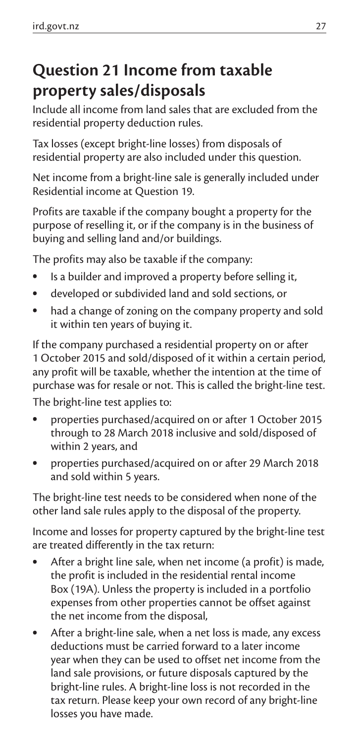## Question 21 Income from taxable property sales/disposals

Include all income from land sales that are excluded from the residential property deduction rules.

Tax losses (except bright-line losses) from disposals of residential property are also included under this question.

Net income from a bright-line sale is generally included under Residential income at Question 19.

Profits are taxable if the company bought a property for the purpose of reselling it, or if the company is in the business of buying and selling land and/or buildings.

The profits may also be taxable if the company:

- Is a builder and improved a property before selling it,
- developed or subdivided land and sold sections, or
- had a change of zoning on the company property and sold it within ten years of buying it.

If the company purchased a residential property on or after 1 October 2015 and sold/disposed of it within a certain period, any profit will be taxable, whether the intention at the time of purchase was for resale or not. This is called the bright-line test.

The bright-line test applies to:

- properties purchased/acquired on or after 1 October 2015 through to 28 March 2018 inclusive and sold/disposed of within 2 years, and
- properties purchased/acquired on or after 29 March 2018 and sold within 5 years.

The bright-line test needs to be considered when none of the other land sale rules apply to the disposal of the property.

Income and losses for property captured by the bright-line test are treated differently in the tax return:

- After a bright line sale, when net income (a profit) is made, the profit is included in the residential rental income Box (19A). Unless the property is included in a portfolio expenses from other properties cannot be offset against the net income from the disposal,
- After a bright-line sale, when a net loss is made, any excess deductions must be carried forward to a later income year when they can be used to offset net income from the land sale provisions, or future disposals captured by the bright-line rules. A bright-line loss is not recorded in the tax return. Please keep your own record of any bright-line losses you have made.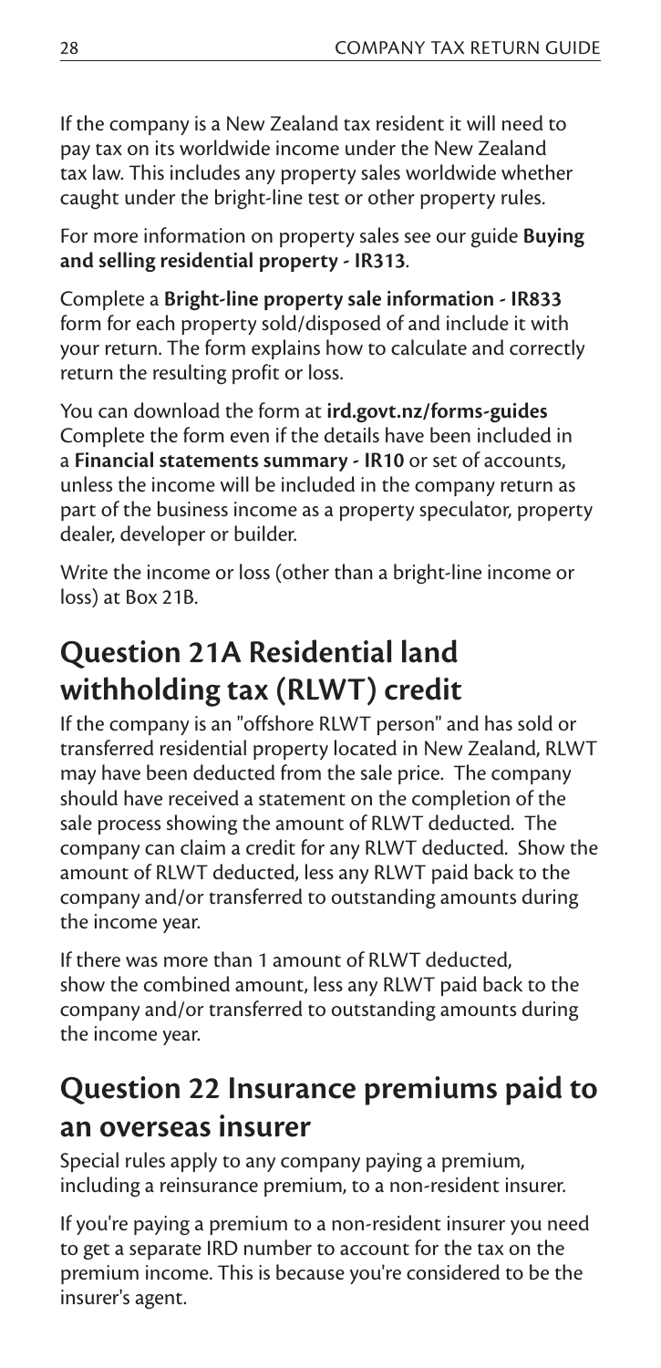If the company is a New Zealand tax resident it will need to pay tax on its worldwide income under the New Zealand tax law. This includes any property sales worldwide whether caught under the bright-line test or other property rules.

For more information on property sales see our guide **Buying and selling residential property - IR313**.

Complete a **Bright-line property sale information - IR833** form for each property sold/disposed of and include it with your return. The form explains how to calculate and correctly return the resulting profit or loss.

You can download the form at **ird.govt.nz/forms-guides** Complete the form even if the details have been included in a **Financial statements summary - IR10** or set of accounts, unless the income will be included in the company return as part of the business income as a property speculator, property dealer, developer or builder.

Write the income or loss (other than a bright-line income or loss) at Box 21B.

## Question 21A Residential land withholding tax (RLWT) credit

If the company is an "offshore RLWT person" and has sold or transferred residential property located in New Zealand, RLWT may have been deducted from the sale price. The company should have received a statement on the completion of the sale process showing the amount of RLWT deducted. The company can claim a credit for any RLWT deducted. Show the amount of RLWT deducted, less any RLWT paid back to the company and/or transferred to outstanding amounts during the income year.

If there was more than 1 amount of RLWT deducted, show the combined amount, less any RLWT paid back to the company and/or transferred to outstanding amounts during the income year.

## Question 22 Insurance premiums paid to an overseas insurer

Special rules apply to any company paying a premium, including a reinsurance premium, to a non-resident insurer.

If you're paying a premium to a non-resident insurer you need to get a separate IRD number to account for the tax on the premium income. This is because you're considered to be the insurer's agent.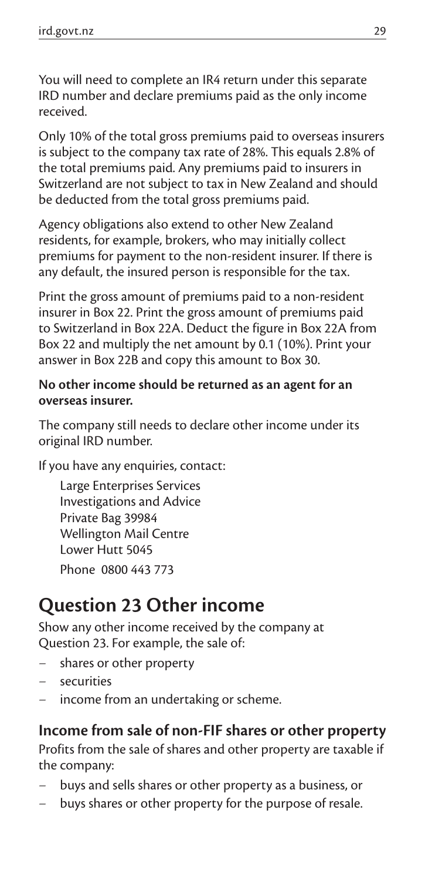You will need to complete an IR4 return under this separate IRD number and declare premiums paid as the only income received.

Only 10% of the total gross premiums paid to overseas insurers is subject to the company tax rate of 28%. This equals 2.8% of the total premiums paid. Any premiums paid to insurers in Switzerland are not subject to tax in New Zealand and should be deducted from the total gross premiums paid.

Agency obligations also extend to other New Zealand residents, for example, brokers, who may initially collect premiums for payment to the non-resident insurer. If there is any default, the insured person is responsible for the tax.

Print the gross amount of premiums paid to a non-resident insurer in Box 22. Print the gross amount of premiums paid to Switzerland in Box 22A. Deduct the figure in Box 22A from Box 22 and multiply the net amount by 0.1 (10%). Print your answer in Box 22B and copy this amount to Box 30.

**No other income should be returned as an agent for an overseas insurer.**

The company still needs to declare other income under its original IRD number.

If you have any enquiries, contact:

Large Enterprises Services  
Investigations and Advice  
Private Bag 39984  
Wellington Mail Centre  
Lower Hutt 5045  
Phone 0800 443 773

## Question 23 Other income

Show any other income received by the company at Question 23. For example, the sale of:

- shares or other property
- securities
- income from an undertaking or scheme.

### Income from sale of non-FIF shares or other property

Profits from the sale of shares and other property are taxable if the company:

- buys and sells shares or other property as a business, or
- buys shares or other property for the purpose of resale.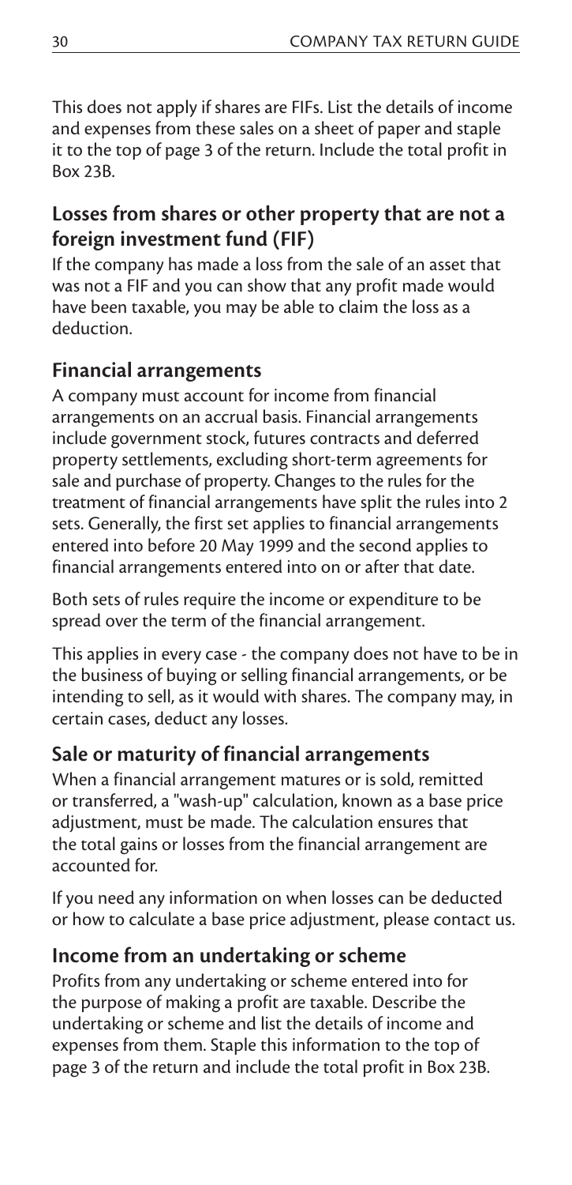This does not apply if shares are FIFs. List the details of income and expenses from these sales on a sheet of paper and staple it to the top of page 3 of the return. Include the total profit in Box 23B.

## Losses from shares or other property that are not a foreign investment fund (FIF)

If the company has made a loss from the sale of an asset that was not a FIF and you can show that any profit made would have been taxable, you may be able to claim the loss as a deduction.

## Financial arrangements

A company must account for income from financial arrangements on an accrual basis. Financial arrangements include government stock, futures contracts and deferred property settlements, excluding short-term agreements for sale and purchase of property. Changes to the rules for the treatment of financial arrangements have split the rules into 2 sets. Generally, the first set applies to financial arrangements entered into before 20 May 1999 and the second applies to financial arrangements entered into on or after that date.

Both sets of rules require the income or expenditure to be spread over the term of the financial arrangement.

This applies in every case - the company does not have to be in the business of buying or selling financial arrangements, or be intending to sell, as it would with shares. The company may, in certain cases, deduct any losses.

## Sale or maturity of financial arrangements

When a financial arrangement matures or is sold, remitted or transferred, a "wash-up" calculation, known as a base price adjustment, must be made. The calculation ensures that the total gains or losses from the financial arrangement are accounted for.

If you need any information on when losses can be deducted or how to calculate a base price adjustment, please contact us.

## Income from an undertaking or scheme

Profits from any undertaking or scheme entered into for the purpose of making a profit are taxable. Describe the undertaking or scheme and list the details of income and expenses from them. Staple this information to the top of page 3 of the return and include the total profit in Box 23B.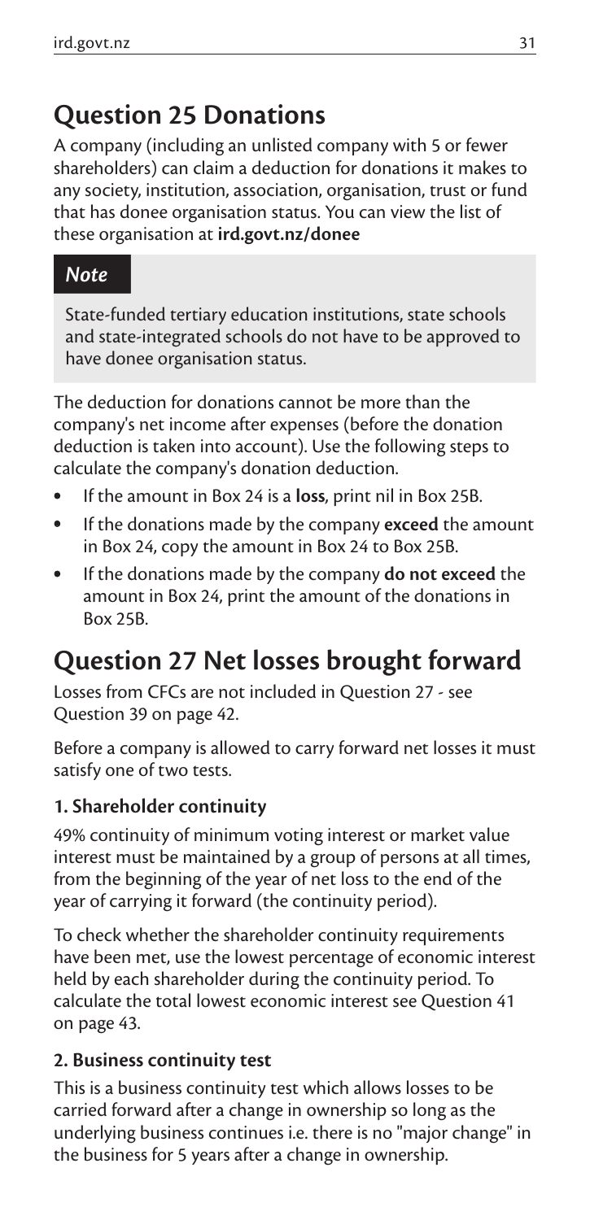## Question 25 Donations

A company (including an unlisted company with 5 or fewer shareholders) can claim a deduction for donations it makes to any society, institution, association, organisation, trust or fund that has donee organisation status. You can view the list of these organisation at **ird.govt.nz/donee**

> ***Note***
>
> State-funded tertiary education institutions, state schools and state-integrated schools do not have to be approved to have donee organisation status.

The deduction for donations cannot be more than the company's net income after expenses (before the donation deduction is taken into account). Use the following steps to calculate the company's donation deduction.

- If the amount in Box 24 is a **loss**, print nil in Box 25B.
- If the donations made by the company **exceed** the amount in Box 24, copy the amount in Box 24 to Box 25B.
- If the donations made by the company **do not exceed** the amount in Box 24, print the amount of the donations in Box 25B.

## Question 27 Net losses brought forward

Losses from CFCs are not included in Question 27 - see Question 39 on page 42.

Before a company is allowed to carry forward net losses it must satisfy one of two tests.

### 1. Shareholder continuity

49% continuity of minimum voting interest or market value interest must be maintained by a group of persons at all times, from the beginning of the year of net loss to the end of the year of carrying it forward (the continuity period).

To check whether the shareholder continuity requirements have been met, use the lowest percentage of economic interest held by each shareholder during the continuity period. To calculate the total lowest economic interest see Question 41 on page 43.

### 2. Business continuity test

This is a business continuity test which allows losses to be carried forward after a change in ownership so long as the underlying business continues i.e. there is no "major change" in the business for 5 years after a change in ownership.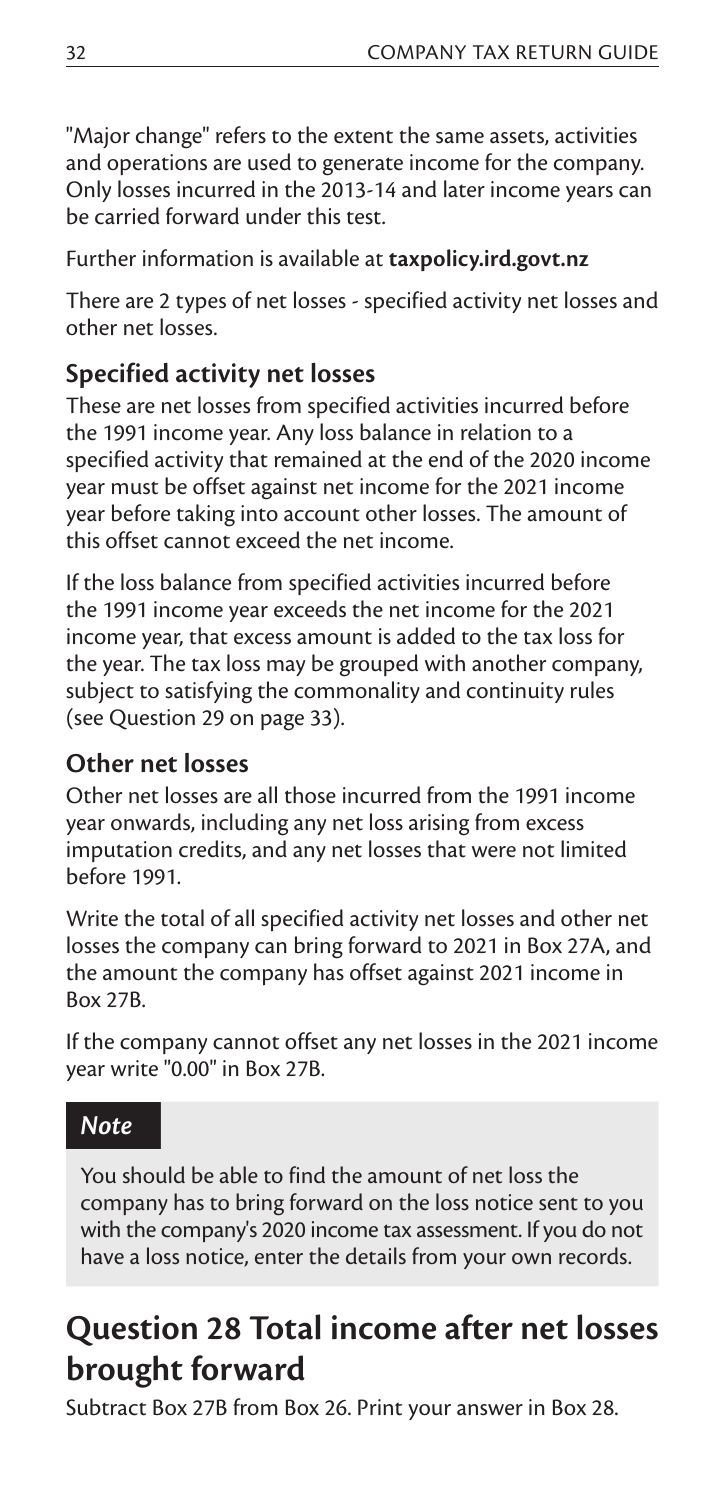"Major change" refers to the extent the same assets, activities and operations are used to generate income for the company. Only losses incurred in the 2013-14 and later income years can be carried forward under this test.

Further information is available at **taxpolicy.ird.govt.nz**

There are 2 types of net losses - specified activity net losses and other net losses.

### Specified activity net losses

These are net losses from specified activities incurred before the 1991 income year. Any loss balance in relation to a specified activity that remained at the end of the 2020 income year must be offset against net income for the 2021 income year before taking into account other losses. The amount of this offset cannot exceed the net income.

If the loss balance from specified activities incurred before the 1991 income year exceeds the net income for the 2021 income year, that excess amount is added to the tax loss for the year. The tax loss may be grouped with another company, subject to satisfying the commonality and continuity rules (see Question 29 on page 33).

### Other net losses

Other net losses are all those incurred from the 1991 income year onwards, including any net loss arising from excess imputation credits, and any net losses that were not limited before 1991.

Write the total of all specified activity net losses and other net losses the company can bring forward to 2021 in Box 27A, and the amount the company has offset against 2021 income in Box 27B.

If the company cannot offset any net losses in the 2021 income year write "0.00" in Box 27B.

> *Note*
>
> You should be able to find the amount of net loss the company has to bring forward on the loss notice sent to you with the company's 2020 income tax assessment. If you do not have a loss notice, enter the details from your own records.

## Question 28 Total income after net losses brought forward

Subtract Box 27B from Box 26. Print your answer in Box 28.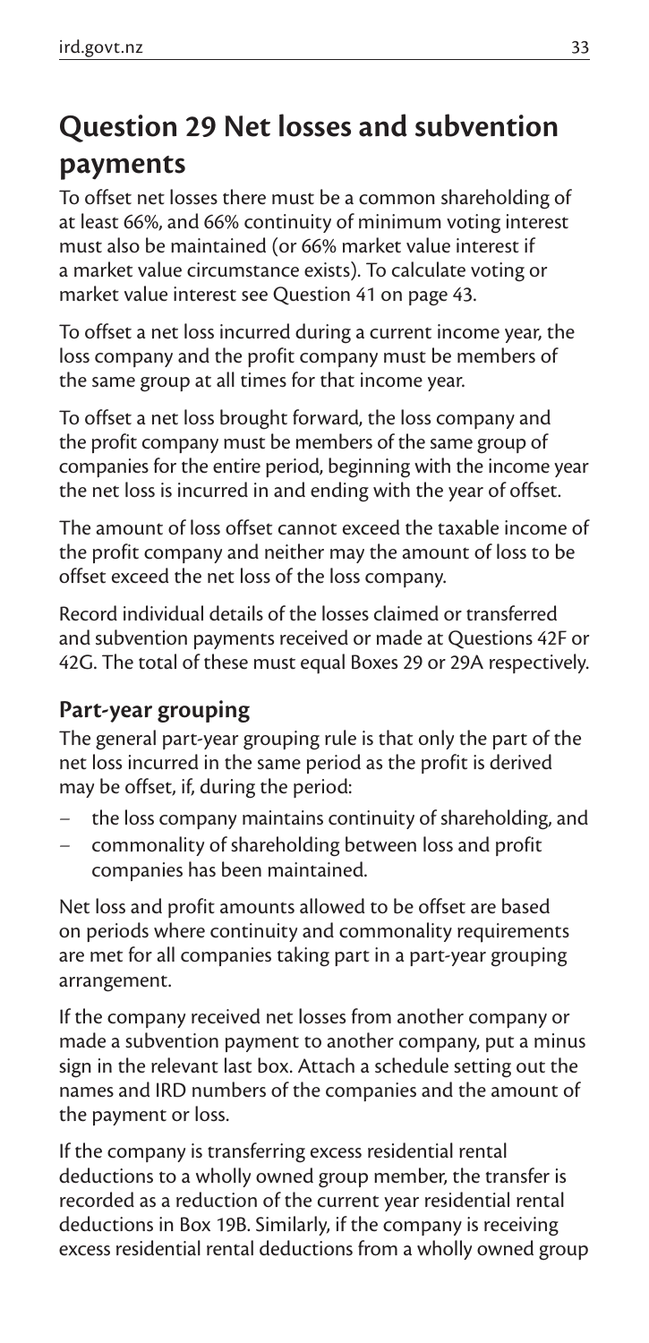## Question 29 Net losses and subvention payments

To offset net losses there must be a common shareholding of at least 66%, and 66% continuity of minimum voting interest must also be maintained (or 66% market value interest if a market value circumstance exists). To calculate voting or market value interest see Question 41 on page 43.

To offset a net loss incurred during a current income year, the loss company and the profit company must be members of the same group at all times for that income year.

To offset a net loss brought forward, the loss company and the profit company must be members of the same group of companies for the entire period, beginning with the income year the net loss is incurred in and ending with the year of offset.

The amount of loss offset cannot exceed the taxable income of the profit company and neither may the amount of loss to be offset exceed the net loss of the loss company.

Record individual details of the losses claimed or transferred and subvention payments received or made at Questions 42F or 42G. The total of these must equal Boxes 29 or 29A respectively.

### Part-year grouping

The general part-year grouping rule is that only the part of the net loss incurred in the same period as the profit is derived may be offset, if, during the period:

- the loss company maintains continuity of shareholding, and
- commonality of shareholding between loss and profit companies has been maintained.

Net loss and profit amounts allowed to be offset are based on periods where continuity and commonality requirements are met for all companies taking part in a part-year grouping arrangement.

If the company received net losses from another company or made a subvention payment to another company, put a minus sign in the relevant last box. Attach a schedule setting out the names and IRD numbers of the companies and the amount of the payment or loss.

If the company is transferring excess residential rental deductions to a wholly owned group member, the transfer is recorded as a reduction of the current year residential rental deductions in Box 19B. Similarly, if the company is receiving excess residential rental deductions from a wholly owned group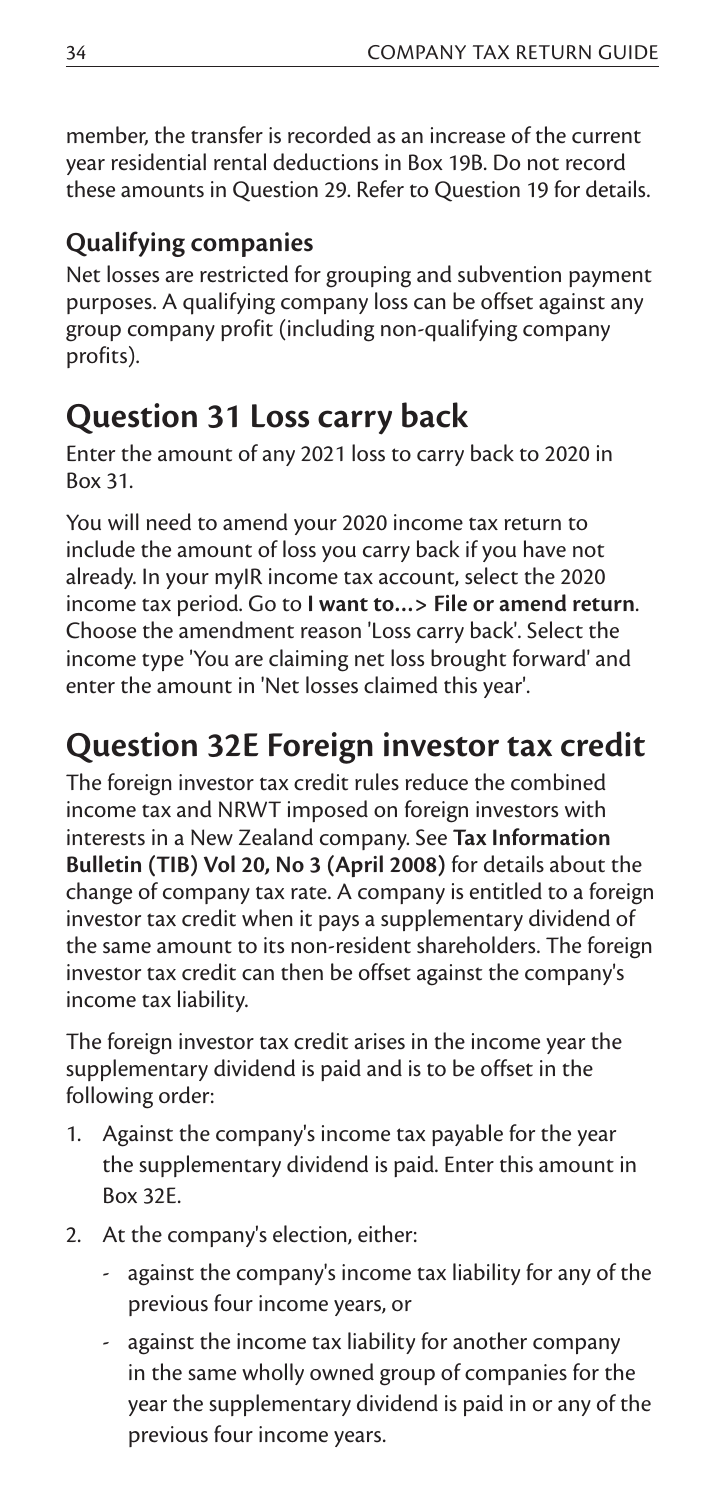member, the transfer is recorded as an increase of the current year residential rental deductions in Box 19B. Do not record these amounts in Question 29. Refer to Question 19 for details.

### Qualifying companies

Net losses are restricted for grouping and subvention payment purposes. A qualifying company loss can be offset against any group company profit (including non-qualifying company profits).

## Question 31 Loss carry back

Enter the amount of any 2021 loss to carry back to 2020 in Box 31.

You will need to amend your 2020 income tax return to include the amount of loss you carry back if you have not already. In your myIR income tax account, select the 2020 income tax period. Go to **I want to...> File or amend return**. Choose the amendment reason 'Loss carry back'. Select the income type 'You are claiming net loss brought forward' and enter the amount in 'Net losses claimed this year'.

## Question 32E Foreign investor tax credit

The foreign investor tax credit rules reduce the combined income tax and NRWT imposed on foreign investors with interests in a New Zealand company. See **Tax Information Bulletin (TIB) Vol 20, No 3 (April 2008)** for details about the change of company tax rate. A company is entitled to a foreign investor tax credit when it pays a supplementary dividend of the same amount to its non-resident shareholders. The foreign investor tax credit can then be offset against the company's income tax liability.

The foreign investor tax credit arises in the income year the supplementary dividend is paid and is to be offset in the following order:

1. Against the company's income tax payable for the year the supplementary dividend is paid. Enter this amount in Box 32E.
2. At the company's election, either:
   - against the company's income tax liability for any of the previous four income years, or
   - against the income tax liability for another company in the same wholly owned group of companies for the year the supplementary dividend is paid in or any of the previous four income years.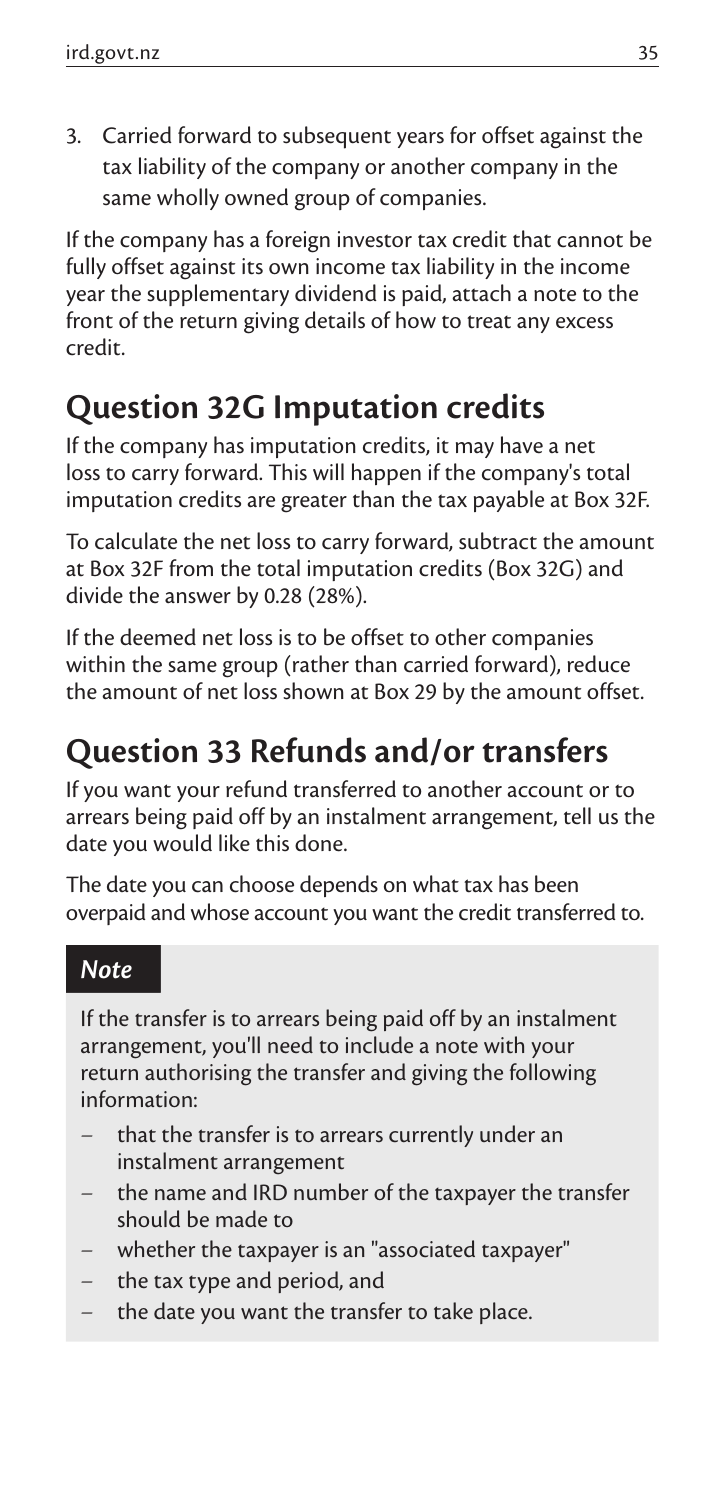3. Carried forward to subsequent years for offset against the tax liability of the company or another company in the same wholly owned group of companies.

If the company has a foreign investor tax credit that cannot be fully offset against its own income tax liability in the income year the supplementary dividend is paid, attach a note to the front of the return giving details of how to treat any excess credit.

## Question 32G Imputation credits

If the company has imputation credits, it may have a net loss to carry forward. This will happen if the company's total imputation credits are greater than the tax payable at Box 32F.

To calculate the net loss to carry forward, subtract the amount at Box 32F from the total imputation credits (Box 32G) and divide the answer by 0.28 (28%).

If the deemed net loss is to be offset to other companies within the same group (rather than carried forward), reduce the amount of net loss shown at Box 29 by the amount offset.

## Question 33 Refunds and/or transfers

If you want your refund transferred to another account or to arrears being paid off by an instalment arrangement, tell us the date you would like this done.

The date you can choose depends on what tax has been overpaid and whose account you want the credit transferred to.

***Note***

If the transfer is to arrears being paid off by an instalment arrangement, you'll need to include a note with your return authorising the transfer and giving the following information:

- that the transfer is to arrears currently under an instalment arrangement
- the name and IRD number of the taxpayer the transfer should be made to
- whether the taxpayer is an "associated taxpayer"
- the tax type and period, and
- the date you want the transfer to take place.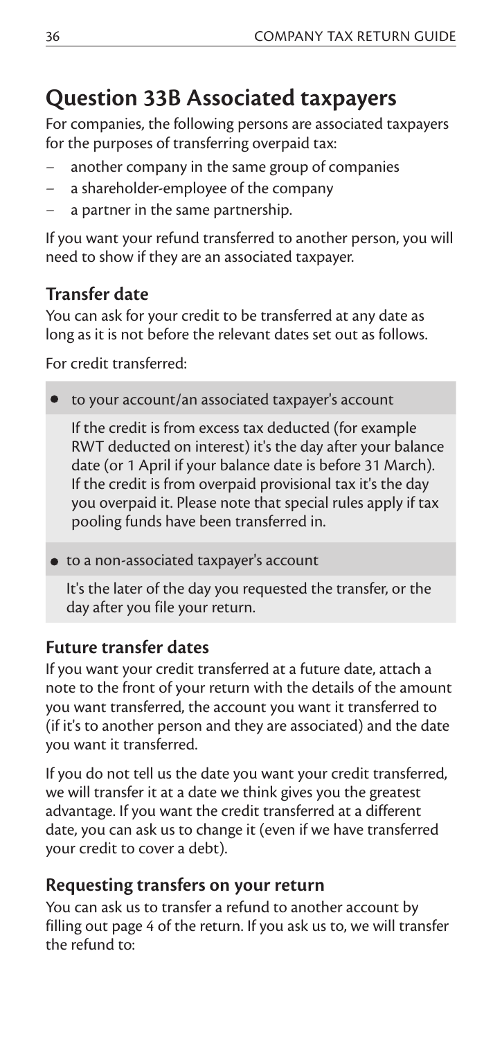## Question 33B Associated taxpayers

For companies, the following persons are associated taxpayers for the purposes of transferring overpaid tax:

- another company in the same group of companies
- a shareholder-employee of the company
- a partner in the same partnership.

If you want your refund transferred to another person, you will need to show if they are an associated taxpayer.

### Transfer date

You can ask for your credit to be transferred at any date as long as it is not before the relevant dates set out as follows.

For credit transferred:

- to your account/an associated taxpayer's account

  If the credit is from excess tax deducted (for example RWT deducted on interest) it's the day after your balance date (or 1 April if your balance date is before 31 March). If the credit is from overpaid provisional tax it's the day you overpaid it. Please note that special rules apply if tax pooling funds have been transferred in.

- to a non-associated taxpayer's account

  It's the later of the day you requested the transfer, or the day after you file your return.

### Future transfer dates

If you want your credit transferred at a future date, attach a note to the front of your return with the details of the amount you want transferred, the account you want it transferred to (if it's to another person and they are associated) and the date you want it transferred.

If you do not tell us the date you want your credit transferred, we will transfer it at a date we think gives you the greatest advantage. If you want the credit transferred at a different date, you can ask us to change it (even if we have transferred your credit to cover a debt).

### Requesting transfers on your return

You can ask us to transfer a refund to another account by filling out page 4 of the return. If you ask us to, we will transfer the refund to: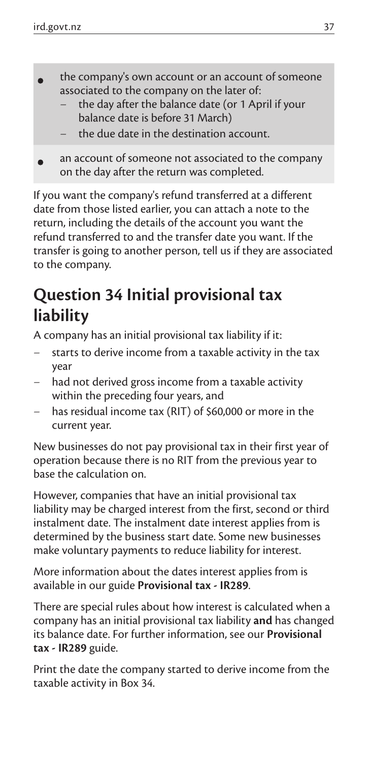- the company's own account or an account of someone associated to the company on the later of:
  - the day after the balance date (or 1 April if your balance date is before 31 March)
  - the due date in the destination account.
- an account of someone not associated to the company on the day after the return was completed.

If you want the company's refund transferred at a different date from those listed earlier, you can attach a note to the return, including the details of the account you want the refund transferred to and the transfer date you want. If the transfer is going to another person, tell us if they are associated to the company.

## Question 34 Initial provisional tax liability

A company has an initial provisional tax liability if it:

- starts to derive income from a taxable activity in the tax year
- had not derived gross income from a taxable activity within the preceding four years, and
- has residual income tax (RIT) of $60,000 or more in the current year.

New businesses do not pay provisional tax in their first year of operation because there is no RIT from the previous year to base the calculation on.

However, companies that have an initial provisional tax liability may be charged interest from the first, second or third instalment date. The instalment date interest applies from is determined by the business start date. Some new businesses make voluntary payments to reduce liability for interest.

More information about the dates interest applies from is available in our guide **Provisional tax - IR289**.

There are special rules about how interest is calculated when a company has an initial provisional tax liability **and** has changed its balance date. For further information, see our **Provisional tax - IR289** guide.

Print the date the company started to derive income from the taxable activity in Box 34.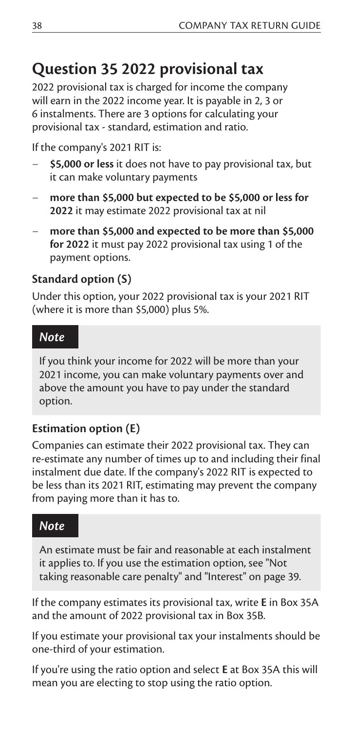## Question 35 2022 provisional tax

2022 provisional tax is charged for income the company will earn in the 2022 income year. It is payable in 2, 3 or 6 instalments. There are 3 options for calculating your provisional tax - standard, estimation and ratio.

If the company's 2021 RIT is:

- **$5,000 or less** it does not have to pay provisional tax, but it can make voluntary payments
- **more than $5,000 but expected to be $5,000 or less for 2022** it may estimate 2022 provisional tax at nil
- **more than $5,000 and expected to be more than $5,000 for 2022** it must pay 2022 provisional tax using 1 of the payment options.

### Standard option (S)

Under this option, your 2022 provisional tax is your 2021 RIT (where it is more than $5,000) plus 5%.

> ***Note***
>
> If you think your income for 2022 will be more than your 2021 income, you can make voluntary payments over and above the amount you have to pay under the standard option.

### Estimation option (E)

Companies can estimate their 2022 provisional tax. They can re-estimate any number of times up to and including their final instalment due date. If the company's 2022 RIT is expected to be less than its 2021 RIT, estimating may prevent the company from paying more than it has to.

> ***Note***
>
> An estimate must be fair and reasonable at each instalment it applies to. If you use the estimation option, see "Not taking reasonable care penalty" and "Interest" on page 39.

If the company estimates its provisional tax, write **E** in Box 35A and the amount of 2022 provisional tax in Box 35B.

If you estimate your provisional tax your instalments should be one-third of your estimation.

If you're using the ratio option and select **E** at Box 35A this will mean you are electing to stop using the ratio option.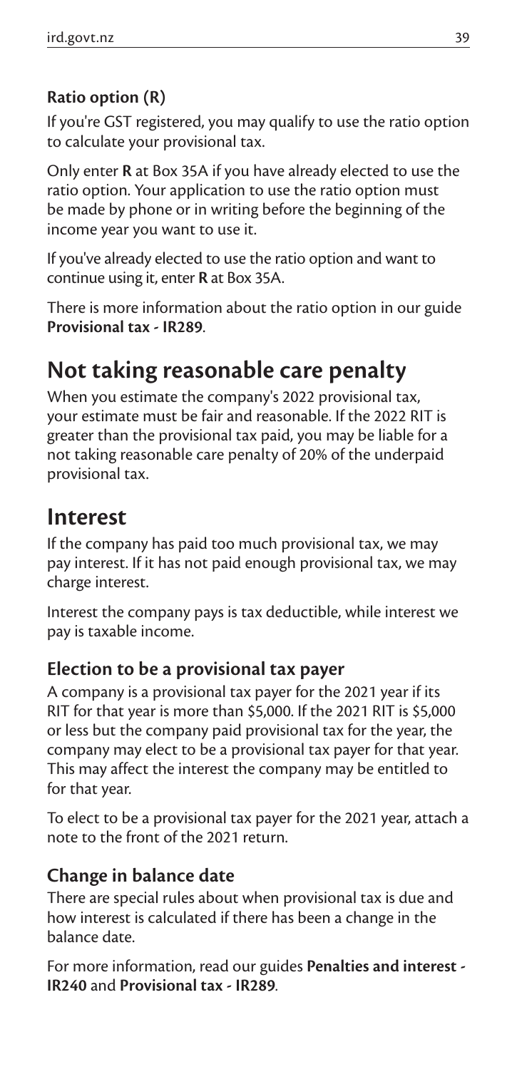### Ratio option (R)

If you're GST registered, you may qualify to use the ratio option to calculate your provisional tax.

Only enter **R** at Box 35A if you have already elected to use the ratio option. Your application to use the ratio option must be made by phone or in writing before the beginning of the income year you want to use it.

If you've already elected to use the ratio option and want to continue using it, enter **R** at Box 35A.

There is more information about the ratio option in our guide **Provisional tax - IR289**.

## Not taking reasonable care penalty

When you estimate the company's 2022 provisional tax, your estimate must be fair and reasonable. If the 2022 RIT is greater than the provisional tax paid, you may be liable for a not taking reasonable care penalty of 20% of the underpaid provisional tax.

## Interest

If the company has paid too much provisional tax, we may pay interest. If it has not paid enough provisional tax, we may charge interest.

Interest the company pays is tax deductible, while interest we pay is taxable income.

### Election to be a provisional tax payer

A company is a provisional tax payer for the 2021 year if its RIT for that year is more than $5,000. If the 2021 RIT is $5,000 or less but the company paid provisional tax for the year, the company may elect to be a provisional tax payer for that year. This may affect the interest the company may be entitled to for that year.

To elect to be a provisional tax payer for the 2021 year, attach a note to the front of the 2021 return.

### Change in balance date

There are special rules about when provisional tax is due and how interest is calculated if there has been a change in the balance date.

For more information, read our guides **Penalties and interest - IR240** and **Provisional tax - IR289**.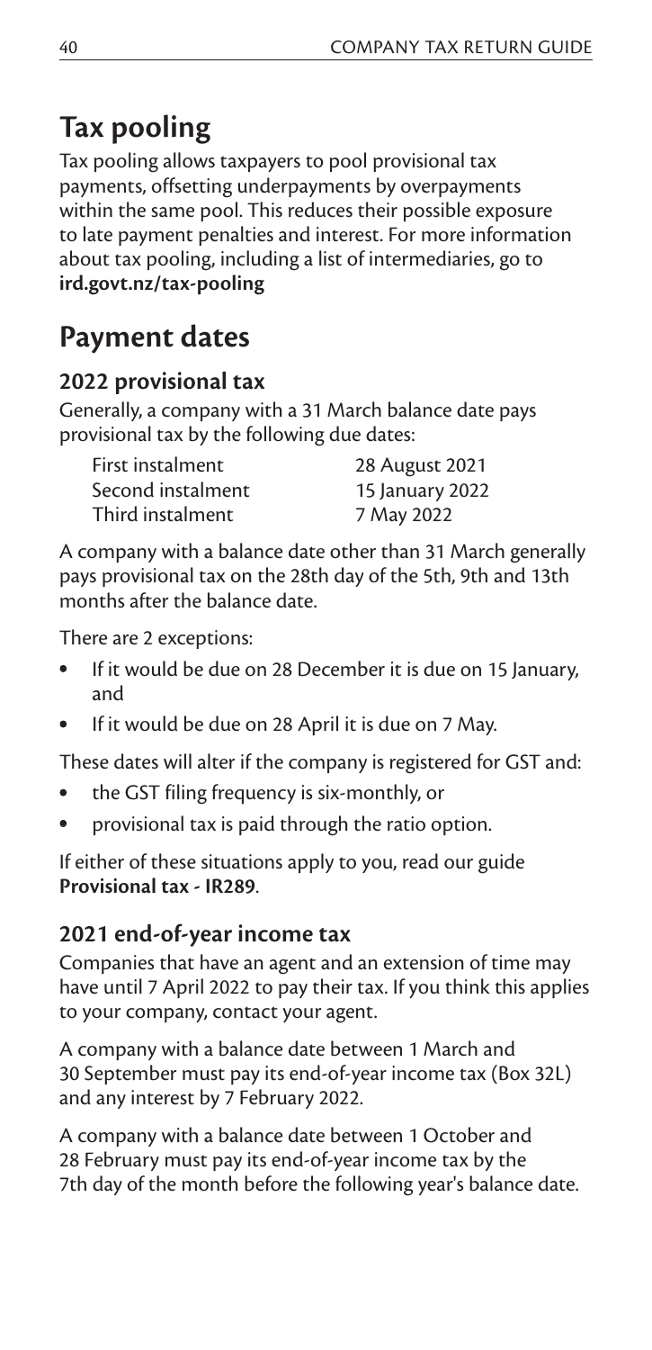## Tax pooling

Tax pooling allows taxpayers to pool provisional tax payments, offsetting underpayments by overpayments within the same pool. This reduces their possible exposure to late payment penalties and interest. For more information about tax pooling, including a list of intermediaries, go to **ird.govt.nz/tax-pooling**

## Payment dates

### 2022 provisional tax

Generally, a company with a 31 March balance date pays provisional tax by the following due dates:

| | |
|---|---|
| First instalment | 28 August 2021 |
| Second instalment | 15 January 2022 |
| Third instalment | 7 May 2022 |

A company with a balance date other than 31 March generally pays provisional tax on the 28th day of the 5th, 9th and 13th months after the balance date.

There are 2 exceptions:

- If it would be due on 28 December it is due on 15 January, and
- If it would be due on 28 April it is due on 7 May.

These dates will alter if the company is registered for GST and:

- the GST filing frequency is six-monthly, or
- provisional tax is paid through the ratio option.

If either of these situations apply to you, read our guide **Provisional tax - IR289**.

### 2021 end-of-year income tax

Companies that have an agent and an extension of time may have until 7 April 2022 to pay their tax. If you think this applies to your company, contact your agent.

A company with a balance date between 1 March and 30 September must pay its end-of-year income tax (Box 32L) and any interest by 7 February 2022.

A company with a balance date between 1 October and 28 February must pay its end-of-year income tax by the 7th day of the month before the following year's balance date.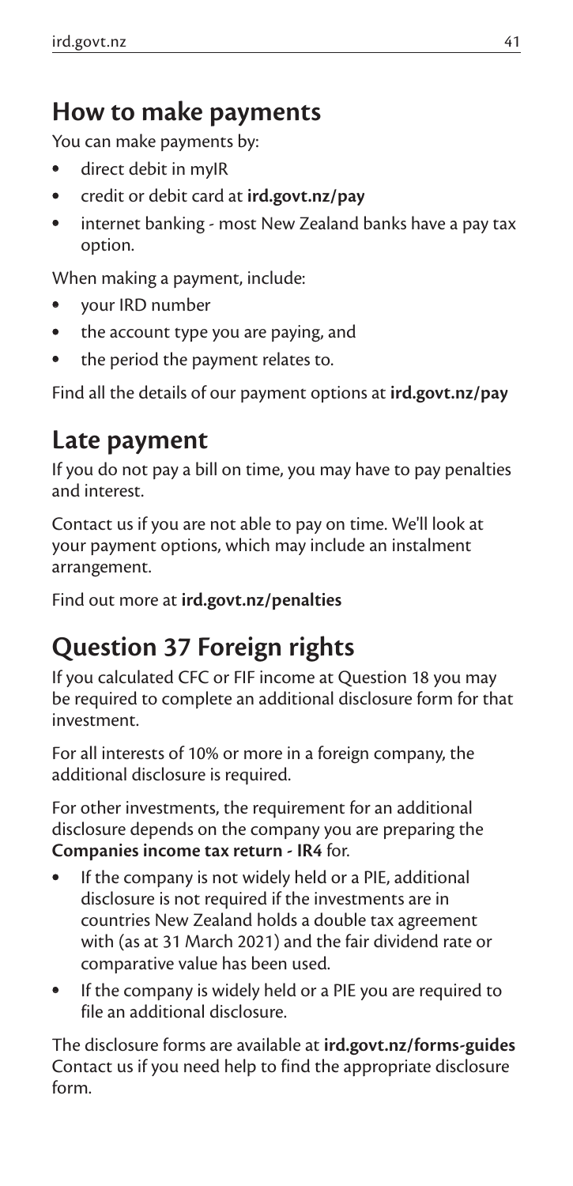## How to make payments

You can make payments by:

- direct debit in myIR
- credit or debit card at **ird.govt.nz/pay**
- internet banking - most New Zealand banks have a pay tax option.

When making a payment, include:

- your IRD number
- the account type you are paying, and
- the period the payment relates to.

Find all the details of our payment options at **ird.govt.nz/pay**

## Late payment

If you do not pay a bill on time, you may have to pay penalties and interest.

Contact us if you are not able to pay on time. We'll look at your payment options, which may include an instalment arrangement.

Find out more at **ird.govt.nz/penalties**

# Question 37 Foreign rights

If you calculated CFC or FIF income at Question 18 you may be required to complete an additional disclosure form for that investment.

For all interests of 10% or more in a foreign company, the additional disclosure is required.

For other investments, the requirement for an additional disclosure depends on the company you are preparing the **Companies income tax return - IR4** for.

- If the company is not widely held or a PIE, additional disclosure is not required if the investments are in countries New Zealand holds a double tax agreement with (as at 31 March 2021) and the fair dividend rate or comparative value has been used.
- If the company is widely held or a PIE you are required to file an additional disclosure.

The disclosure forms are available at **ird.govt.nz/forms-guides** Contact us if you need help to find the appropriate disclosure form.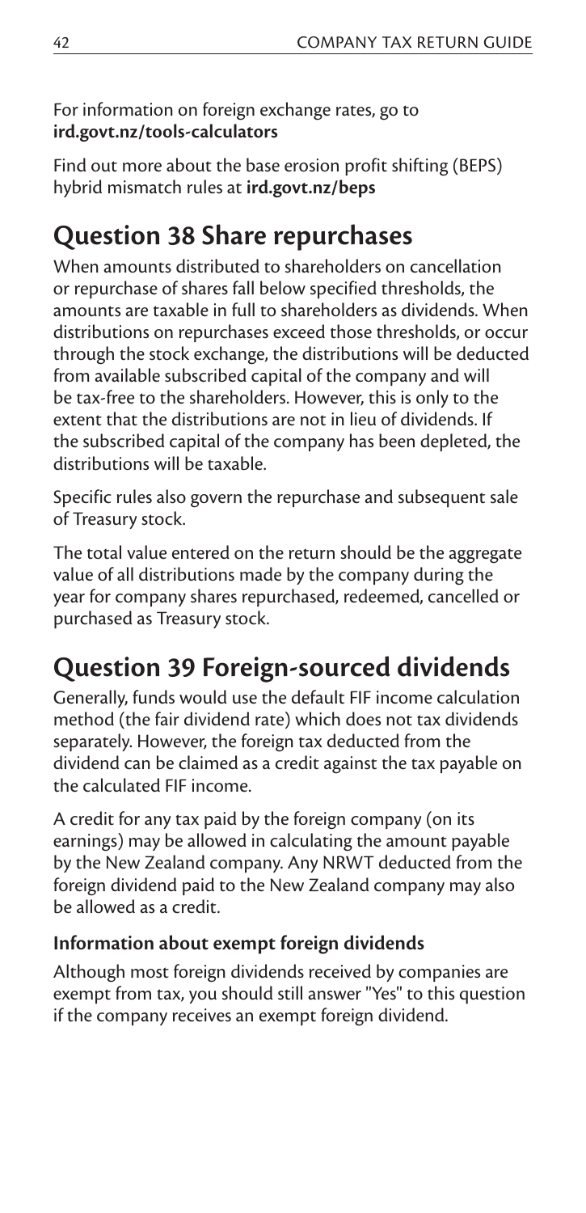For information on foreign exchange rates, go to **ird.govt.nz/tools-calculators**

Find out more about the base erosion profit shifting (BEPS) hybrid mismatch rules at **ird.govt.nz/beps**

## Question 38 Share repurchases

When amounts distributed to shareholders on cancellation or repurchase of shares fall below specified thresholds, the amounts are taxable in full to shareholders as dividends. When distributions on repurchases exceed those thresholds, or occur through the stock exchange, the distributions will be deducted from available subscribed capital of the company and will be tax-free to the shareholders. However, this is only to the extent that the distributions are not in lieu of dividends. If the subscribed capital of the company has been depleted, the distributions will be taxable.

Specific rules also govern the repurchase and subsequent sale of Treasury stock.

The total value entered on the return should be the aggregate value of all distributions made by the company during the year for company shares repurchased, redeemed, cancelled or purchased as Treasury stock.

## Question 39 Foreign-sourced dividends

Generally, funds would use the default FIF income calculation method (the fair dividend rate) which does not tax dividends separately. However, the foreign tax deducted from the dividend can be claimed as a credit against the tax payable on the calculated FIF income.

A credit for any tax paid by the foreign company (on its earnings) may be allowed in calculating the amount payable by the New Zealand company. Any NRWT deducted from the foreign dividend paid to the New Zealand company may also be allowed as a credit.

### Information about exempt foreign dividends

Although most foreign dividends received by companies are exempt from tax, you should still answer "Yes" to this question if the company receives an exempt foreign dividend.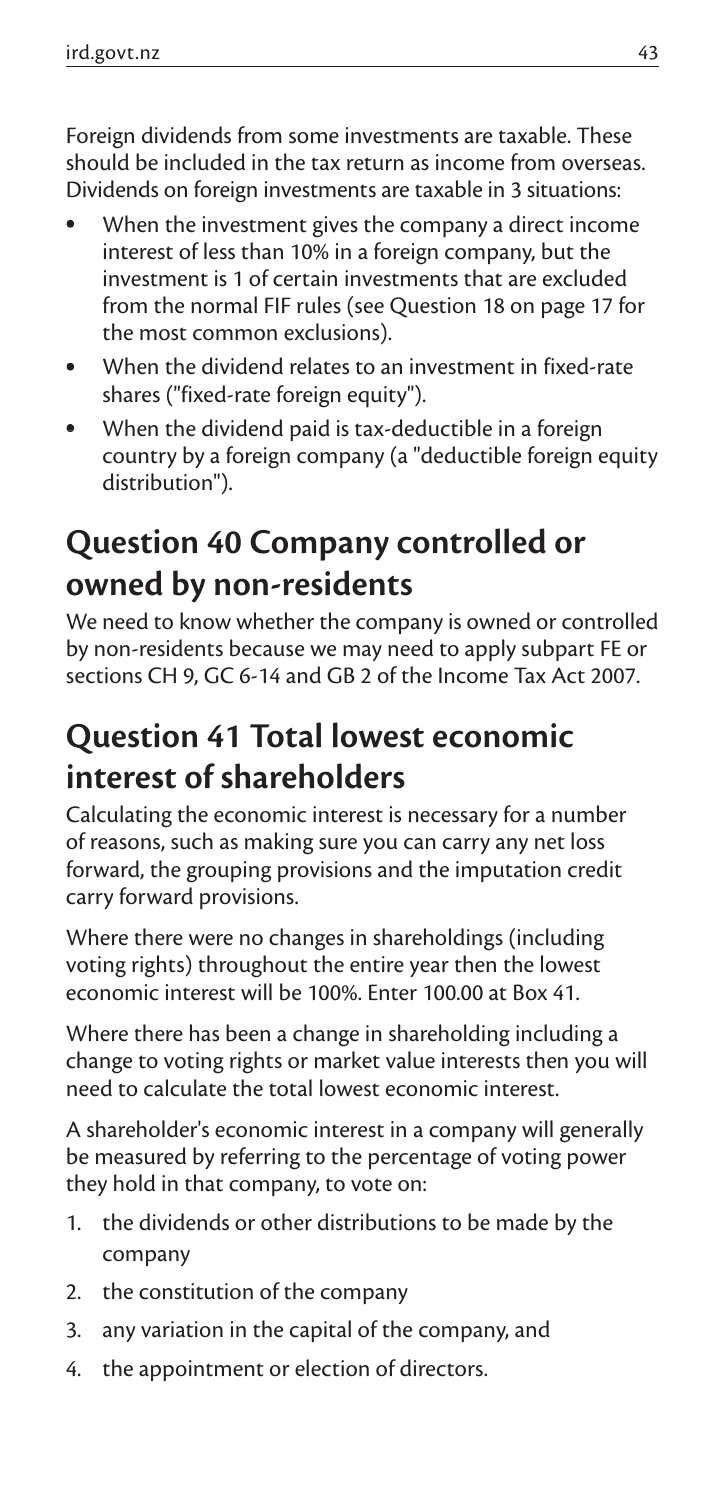Foreign dividends from some investments are taxable. These should be included in the tax return as income from overseas. Dividends on foreign investments are taxable in 3 situations:

- When the investment gives the company a direct income interest of less than 10% in a foreign company, but the investment is 1 of certain investments that are excluded from the normal FIF rules (see Question 18 on page 17 for the most common exclusions).
- When the dividend relates to an investment in fixed-rate shares ("fixed-rate foreign equity").
- When the dividend paid is tax-deductible in a foreign country by a foreign company (a "deductible foreign equity distribution").

## Question 40 Company controlled or owned by non-residents

We need to know whether the company is owned or controlled by non-residents because we may need to apply subpart FE or sections CH 9, GC 6-14 and GB 2 of the Income Tax Act 2007.

## Question 41 Total lowest economic interest of shareholders

Calculating the economic interest is necessary for a number of reasons, such as making sure you can carry any net loss forward, the grouping provisions and the imputation credit carry forward provisions.

Where there were no changes in shareholdings (including voting rights) throughout the entire year then the lowest economic interest will be 100%. Enter 100.00 at Box 41.

Where there has been a change in shareholding including a change to voting rights or market value interests then you will need to calculate the total lowest economic interest.

A shareholder's economic interest in a company will generally be measured by referring to the percentage of voting power they hold in that company, to vote on:

1. the dividends or other distributions to be made by the company
2. the constitution of the company
3. any variation in the capital of the company, and
4. the appointment or election of directors.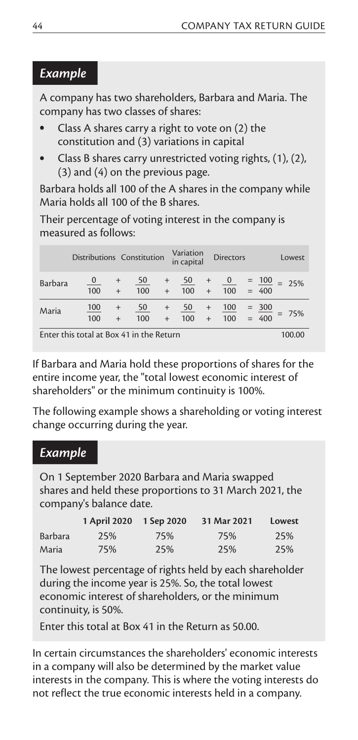## *Example*

A company has two shareholders, Barbara and Maria. The company has two classes of shares:

- Class A shares carry a right to vote on (2) the constitution and (3) variations in capital
- Class B shares carry unrestricted voting rights, (1), (2), (3) and (4) on the previous page.

Barbara holds all 100 of the A shares in the company while Maria holds all 100 of the B shares.

Their percentage of voting interest in the company is measured as follows:

| | Distributions | | Constitution | | Variation in capital | | Directors | | | Lowest |
|---|---|---|---|---|---|---|---|---|---|---|
| Barbara | $\frac{0}{100}$ | + | $\frac{50}{100}$ | + | $\frac{50}{100}$ | + | $\frac{0}{100}$ | = | $\frac{100}{400}$ | = 25% |
| Maria | $\frac{100}{100}$ | + | $\frac{50}{100}$ | + | $\frac{50}{100}$ | + | $\frac{100}{100}$ | = | $\frac{300}{400}$ | = 75% |
| Enter this total at Box 41 in the Return | | | | | | | | | | 100.00 |

If Barbara and Maria hold these proportions of shares for the entire income year, the "total lowest economic interest of shareholders" or the minimum continuity is 100%.

The following example shows a shareholding or voting interest change occurring during the year.

## *Example*

On 1 September 2020 Barbara and Maria swapped shares and held these proportions to 31 March 2021, the company's balance date.

| | 1 April 2020 | 1 Sep 2020 | 31 Mar 2021 | Lowest |
|---|---|---|---|---|
| Barbara | 25% | 75% | 75% | 25% |
| Maria | 75% | 25% | 25% | 25% |

The lowest percentage of rights held by each shareholder during the income year is 25%. So, the total lowest economic interest of shareholders, or the minimum continuity, is 50%.

Enter this total at Box 41 in the Return as 50.00.

In certain circumstances the shareholders' economic interests in a company will also be determined by the market value interests in the company. This is where the voting interests do not reflect the true economic interests held in a company.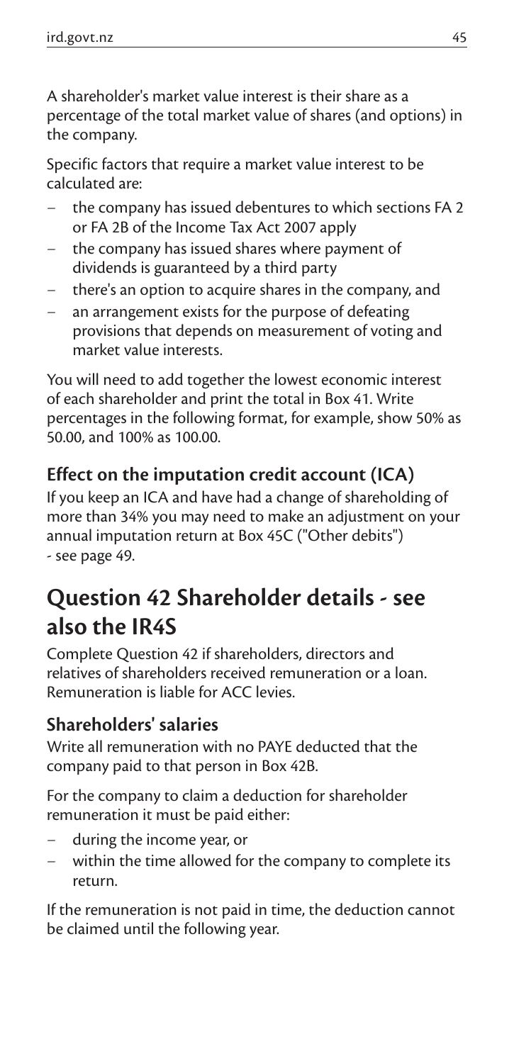A shareholder's market value interest is their share as a percentage of the total market value of shares (and options) in the company.

Specific factors that require a market value interest to be calculated are:

- the company has issued debentures to which sections FA 2 or FA 2B of the Income Tax Act 2007 apply
- the company has issued shares where payment of dividends is guaranteed by a third party
- there's an option to acquire shares in the company, and
- an arrangement exists for the purpose of defeating provisions that depends on measurement of voting and market value interests.

You will need to add together the lowest economic interest of each shareholder and print the total in Box 41. Write percentages in the following format, for example, show 50% as 50.00, and 100% as 100.00.

### Effect on the imputation credit account (ICA)

If you keep an ICA and have had a change of shareholding of more than 34% you may need to make an adjustment on your annual imputation return at Box 45C ("Other debits") - see page 49.

## Question 42 Shareholder details - see also the IR4S

Complete Question 42 if shareholders, directors and relatives of shareholders received remuneration or a loan. Remuneration is liable for ACC levies.

### Shareholders' salaries

Write all remuneration with no PAYE deducted that the company paid to that person in Box 42B.

For the company to claim a deduction for shareholder remuneration it must be paid either:

- during the income year, or
- within the time allowed for the company to complete its return.

If the remuneration is not paid in time, the deduction cannot be claimed until the following year.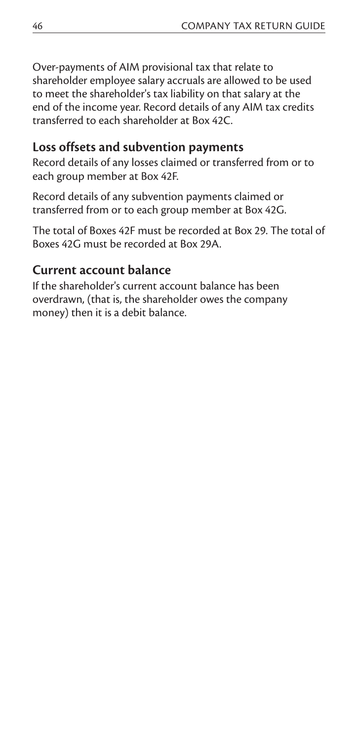Over-payments of AIM provisional tax that relate to shareholder employee salary accruals are allowed to be used to meet the shareholder's tax liability on that salary at the end of the income year. Record details of any AIM tax credits transferred to each shareholder at Box 42C.

## Loss offsets and subvention payments

Record details of any losses claimed or transferred from or to each group member at Box 42F.

Record details of any subvention payments claimed or transferred from or to each group member at Box 42G.

The total of Boxes 42F must be recorded at Box 29. The total of Boxes 42G must be recorded at Box 29A.

## Current account balance

If the shareholder's current account balance has been overdrawn, (that is, the shareholder owes the company money) then it is a debit balance.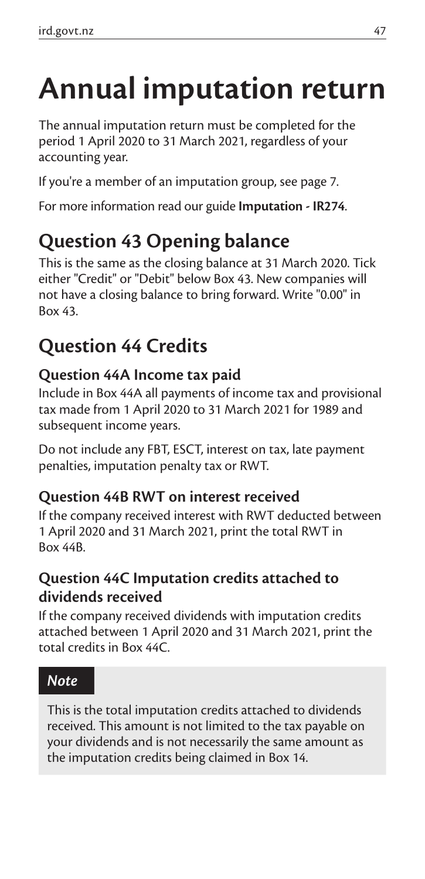# Annual imputation return

The annual imputation return must be completed for the period 1 April 2020 to 31 March 2021, regardless of your accounting year.

If you're a member of an imputation group, see page 7.

For more information read our guide **Imputation - IR274**.

## Question 43 Opening balance

This is the same as the closing balance at 31 March 2020. Tick either "Credit" or "Debit" below Box 43. New companies will not have a closing balance to bring forward. Write "0.00" in Box 43.

## Question 44 Credits

### Question 44A Income tax paid

Include in Box 44A all payments of income tax and provisional tax made from 1 April 2020 to 31 March 2021 for 1989 and subsequent income years.

Do not include any FBT, ESCT, interest on tax, late payment penalties, imputation penalty tax or RWT.

### Question 44B RWT on interest received

If the company received interest with RWT deducted between 1 April 2020 and 31 March 2021, print the total RWT in Box 44B.

### Question 44C Imputation credits attached to dividends received

If the company received dividends with imputation credits attached between 1 April 2020 and 31 March 2021, print the total credits in Box 44C.

> ***Note***
>
> This is the total imputation credits attached to dividends received. This amount is not limited to the tax payable on your dividends and is not necessarily the same amount as the imputation credits being claimed in Box 14.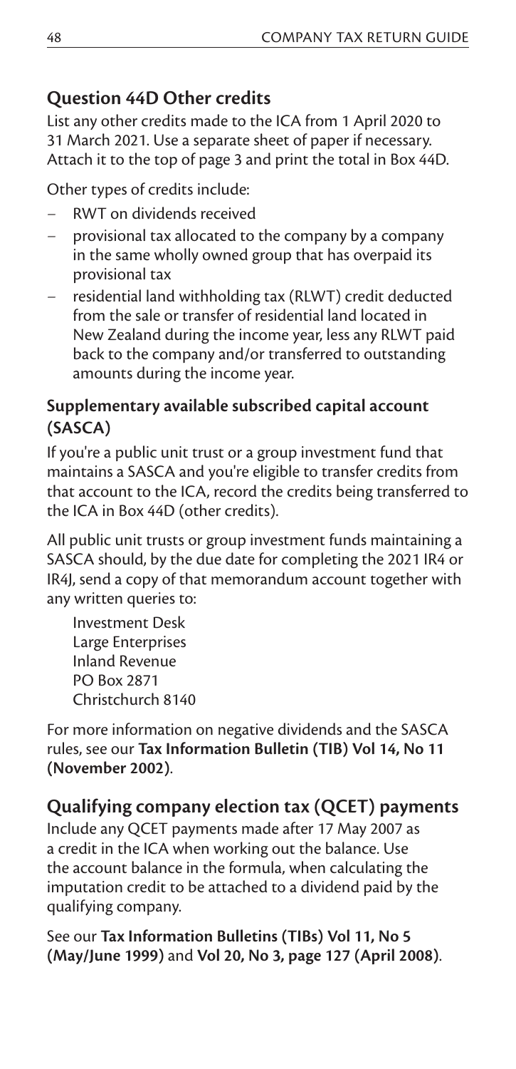## Question 44D Other credits

List any other credits made to the ICA from 1 April 2020 to 31 March 2021. Use a separate sheet of paper if necessary. Attach it to the top of page 3 and print the total in Box 44D.

Other types of credits include:

- RWT on dividends received
- provisional tax allocated to the company by a company in the same wholly owned group that has overpaid its provisional tax
- residential land withholding tax (RLWT) credit deducted from the sale or transfer of residential land located in New Zealand during the income year, less any RLWT paid back to the company and/or transferred to outstanding amounts during the income year.

### Supplementary available subscribed capital account (SASCA)

If you're a public unit trust or a group investment fund that maintains a SASCA and you're eligible to transfer credits from that account to the ICA, record the credits being transferred to the ICA in Box 44D (other credits).

All public unit trusts or group investment funds maintaining a SASCA should, by the due date for completing the 2021 IR4 or IR4J, send a copy of that memorandum account together with any written queries to:

Investment Desk
Large Enterprises
Inland Revenue
PO Box 2871
Christchurch 8140

For more information on negative dividends and the SASCA rules, see our **Tax Information Bulletin (TIB) Vol 14, No 11 (November 2002)**.

## Qualifying company election tax (QCET) payments

Include any QCET payments made after 17 May 2007 as a credit in the ICA when working out the balance. Use the account balance in the formula, when calculating the imputation credit to be attached to a dividend paid by the qualifying company.

See our **Tax Information Bulletins (TIBs) Vol 11, No 5 (May/June 1999)** and **Vol 20, No 3, page 127 (April 2008)**.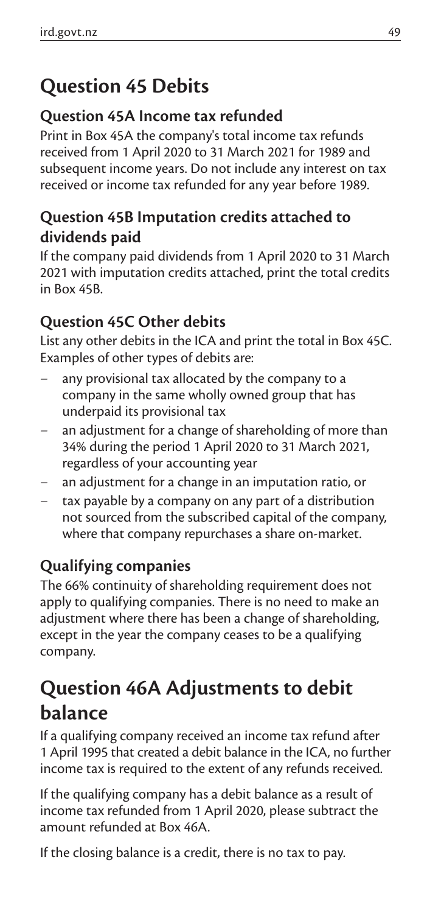# Question 45 Debits

### Question 45A Income tax refunded

Print in Box 45A the company's total income tax refunds received from 1 April 2020 to 31 March 2021 for 1989 and subsequent income years. Do not include any interest on tax received or income tax refunded for any year before 1989.

### Question 45B Imputation credits attached to dividends paid

If the company paid dividends from 1 April 2020 to 31 March 2021 with imputation credits attached, print the total credits in Box 45B.

### Question 45C Other debits

List any other debits in the ICA and print the total in Box 45C. Examples of other types of debits are:

- any provisional tax allocated by the company to a company in the same wholly owned group that has underpaid its provisional tax
- an adjustment for a change of shareholding of more than 34% during the period 1 April 2020 to 31 March 2021, regardless of your accounting year
- an adjustment for a change in an imputation ratio, or
- tax payable by a company on any part of a distribution not sourced from the subscribed capital of the company, where that company repurchases a share on-market.

### Qualifying companies

The 66% continuity of shareholding requirement does not apply to qualifying companies. There is no need to make an adjustment where there has been a change of shareholding, except in the year the company ceases to be a qualifying company.

# Question 46A Adjustments to debit balance

If a qualifying company received an income tax refund after 1 April 1995 that created a debit balance in the ICA, no further income tax is required to the extent of any refunds received.

If the qualifying company has a debit balance as a result of income tax refunded from 1 April 2020, please subtract the amount refunded at Box 46A.

If the closing balance is a credit, there is no tax to pay.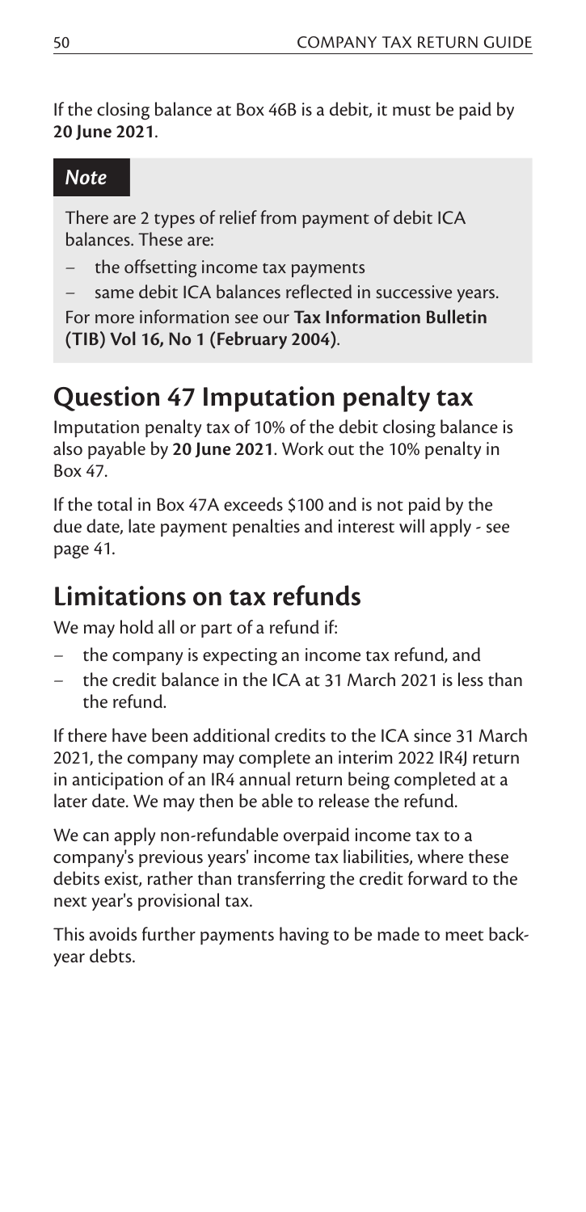If the closing balance at Box 46B is a debit, it must be paid by **20 June 2021**.

> ***Note***
>
> There are 2 types of relief from payment of debit ICA balances. These are:
>
> - the offsetting income tax payments
> - same debit ICA balances reflected in successive years.
>
> For more information see our **Tax Information Bulletin (TIB) Vol 16, No 1 (February 2004)**.

## Question 47 Imputation penalty tax

Imputation penalty tax of 10% of the debit closing balance is also payable by **20 June 2021**. Work out the 10% penalty in Box 47.

If the total in Box 47A exceeds $100 and is not paid by the due date, late payment penalties and interest will apply - see page 41.

## Limitations on tax refunds

We may hold all or part of a refund if:

- the company is expecting an income tax refund, and
- the credit balance in the ICA at 31 March 2021 is less than the refund.

If there have been additional credits to the ICA since 31 March 2021, the company may complete an interim 2022 IR4J return in anticipation of an IR4 annual return being completed at a later date. We may then be able to release the refund.

We can apply non-refundable overpaid income tax to a company's previous years' income tax liabilities, where these debits exist, rather than transferring the credit forward to the next year's provisional tax.

This avoids further payments having to be made to meet back-year debts.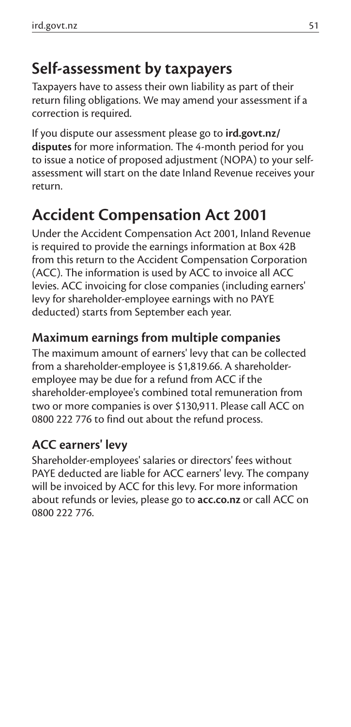## Self-assessment by taxpayers

Taxpayers have to assess their own liability as part of their return filing obligations. We may amend your assessment if a correction is required.

If you dispute our assessment please go to **ird.govt.nz/disputes** for more information. The 4-month period for you to issue a notice of proposed adjustment (NOPA) to your self-assessment will start on the date Inland Revenue receives your return.

## Accident Compensation Act 2001

Under the Accident Compensation Act 2001, Inland Revenue is required to provide the earnings information at Box 42B from this return to the Accident Compensation Corporation (ACC). The information is used by ACC to invoice all ACC levies. ACC invoicing for close companies (including earners' levy for shareholder-employee earnings with no PAYE deducted) starts from September each year.

### Maximum earnings from multiple companies

The maximum amount of earners' levy that can be collected from a shareholder-employee is $1,819.66. A shareholder-employee may be due for a refund from ACC if the shareholder-employee's combined total remuneration from two or more companies is over $130,911. Please call ACC on 0800 222 776 to find out about the refund process.

### ACC earners' levy

Shareholder-employees' salaries or directors' fees without PAYE deducted are liable for ACC earners' levy. The company will be invoiced by ACC for this levy. For more information about refunds or levies, please go to **acc.co.nz** or call ACC on 0800 222 776.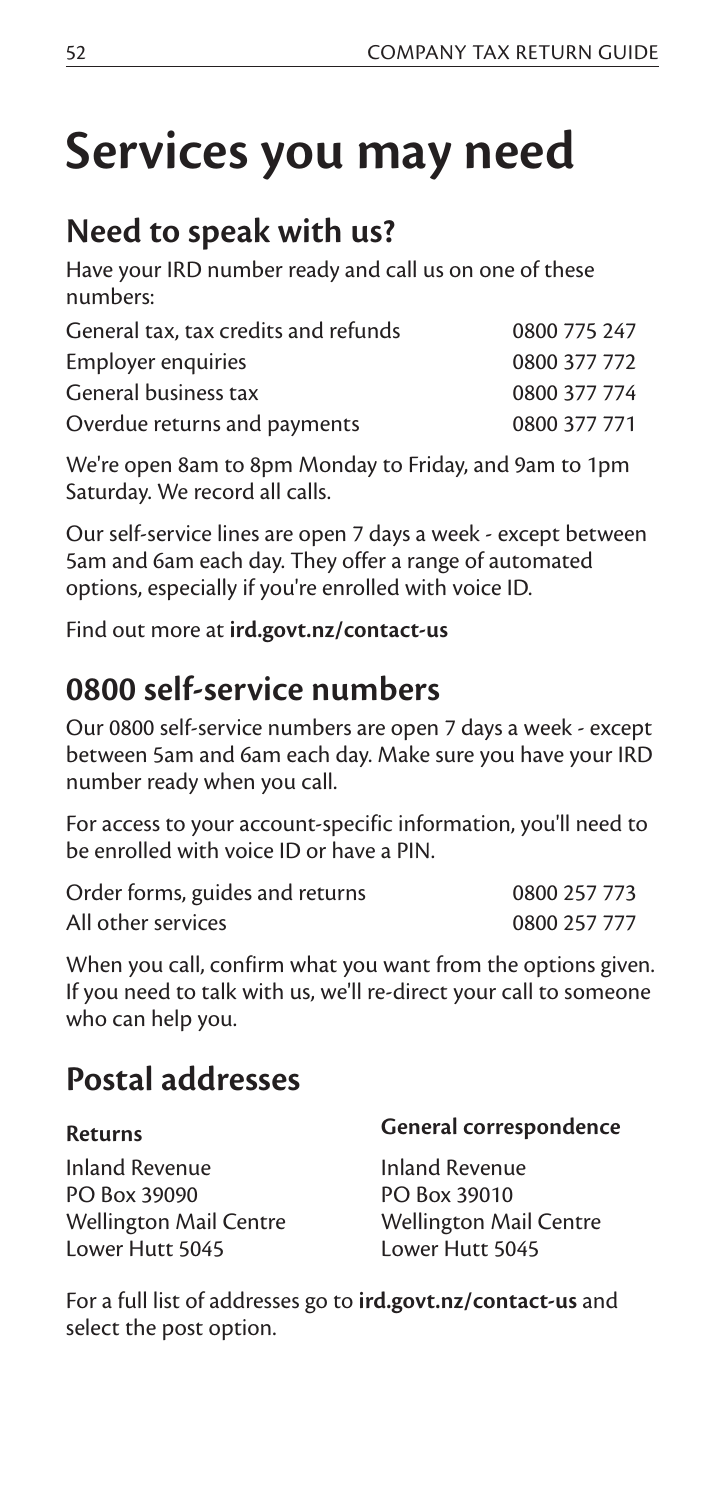# Services you may need

## Need to speak with us?

Have your IRD number ready and call us on one of these numbers:

| | |
|---|---|
| General tax, tax credits and refunds | 0800 775 247 |
| Employer enquiries | 0800 377 772 |
| General business tax | 0800 377 774 |
| Overdue returns and payments | 0800 377 771 |

We're open 8am to 8pm Monday to Friday, and 9am to 1pm Saturday. We record all calls.

Our self-service lines are open 7 days a week - except between 5am and 6am each day. They offer a range of automated options, especially if you're enrolled with voice ID.

Find out more at **ird.govt.nz/contact-us**

## 0800 self-service numbers

Our 0800 self-service numbers are open 7 days a week - except between 5am and 6am each day. Make sure you have your IRD number ready when you call.

For access to your account-specific information, you'll need to be enrolled with voice ID or have a PIN.

| | |
|---|---|
| Order forms, guides and returns | 0800 257 773 |
| All other services | 0800 257 777 |

When you call, confirm what you want from the options given. If you need to talk with us, we'll re-direct your call to someone who can help you.

## Postal addresses

**Returns**

Inland Revenue
PO Box 39090
Wellington Mail Centre
Lower Hutt 5045

**General correspondence**

Inland Revenue
PO Box 39010
Wellington Mail Centre
Lower Hutt 5045

For a full list of addresses go to **ird.govt.nz/contact-us** and select the post option.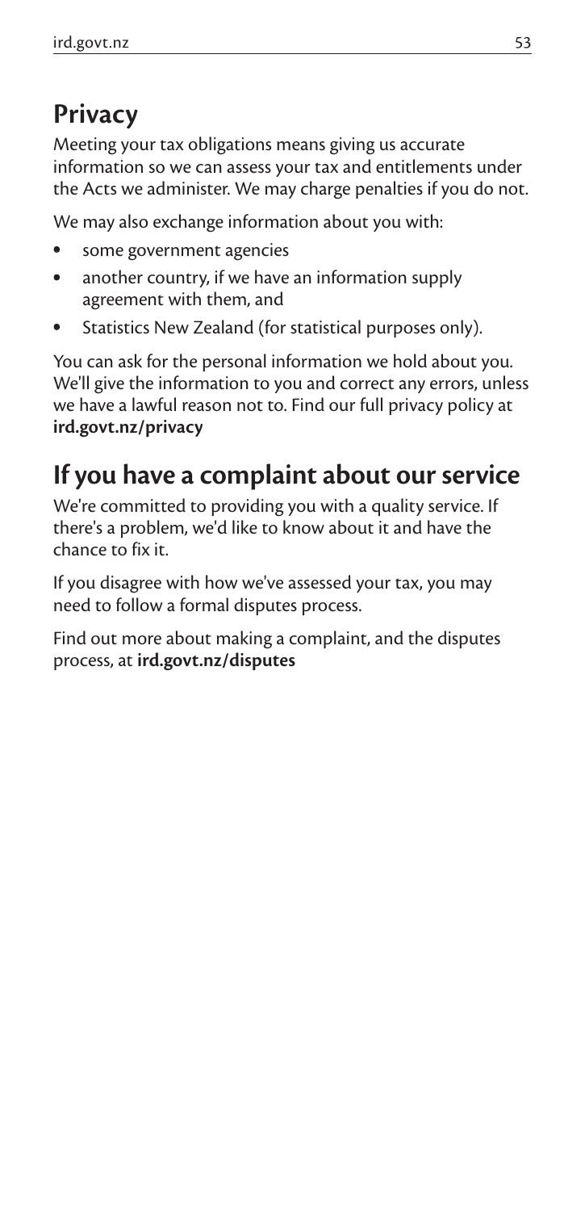## Privacy

Meeting your tax obligations means giving us accurate information so we can assess your tax and entitlements under the Acts we administer. We may charge penalties if you do not.

We may also exchange information about you with:

- some government agencies
- another country, if we have an information supply agreement with them, and
- Statistics New Zealand (for statistical purposes only).

You can ask for the personal information we hold about you. We'll give the information to you and correct any errors, unless we have a lawful reason not to. Find our full privacy policy at **ird.govt.nz/privacy**

## If you have a complaint about our service

We're committed to providing you with a quality service. If there's a problem, we'd like to know about it and have the chance to fix it.

If you disagree with how we've assessed your tax, you may need to follow a formal disputes process.

Find out more about making a complaint, and the disputes process, at **ird.govt.nz/disputes**